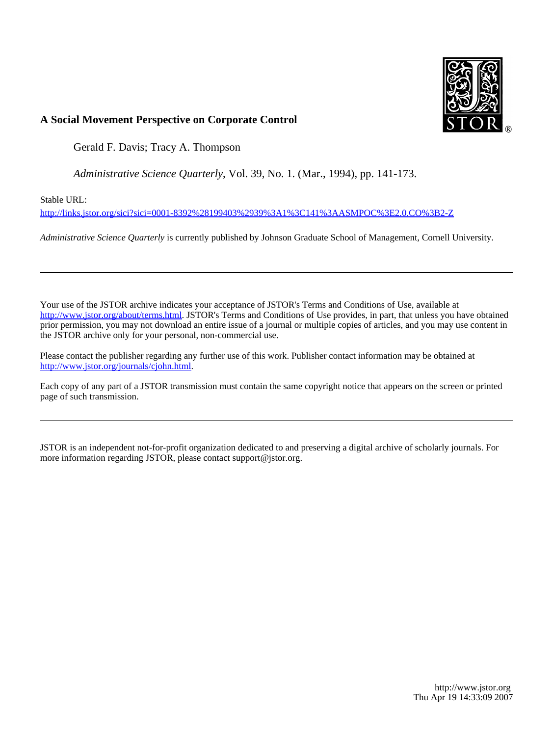**A Social Movement Perspective on Corporate Control**

Gerald F. Davis; Tracy A. Thompson

*Administrative Science Quarterly*, Vol. 39, No. 1. (Mar., 1994), pp. 141-173.

Stable URL:

http://links.jstor.org/sici?sici=0001-8392%28199403%2939%3A1%3C141%3AASMPOC%3E2.0.CO%3B2-Z

*Administrative Science Quarterly* is currently published by Johnson Graduate School of Management, Cornell University.

---

Your use of the JSTOR archive indicates your acceptance of JSTOR's Terms and Conditions of Use, available at http://www.jstor.org/about/terms.html. JSTOR's Terms and Conditions of Use provides, in part, that unless you have obtained prior permission, you may not download an entire issue of a journal or multiple copies of articles, and you may use content in the JSTOR archive only for your personal, non-commercial use.

Please contact the publisher regarding any further use of this work. Publisher contact information may be obtained at http://www.jstor.org/journals/cjohn.html.

Each copy of any part of a JSTOR transmission must contain the same copyright notice that appears on the screen or printed page of such transmission.

---

JSTOR is an independent not-for-profit organization dedicated to and preserving a digital archive of scholarly journals. For more information regarding JSTOR, please contact support@jstor.org.

http://www.jstor.org
Thu Apr 19 14:33:09 2007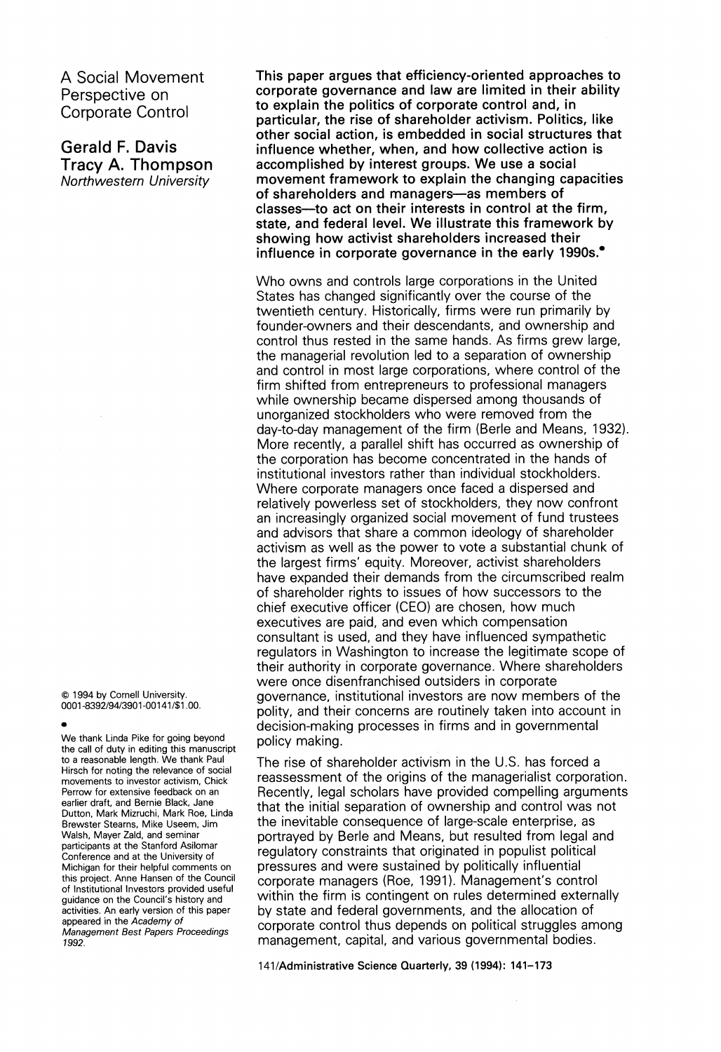# A Social Movement Perspective on Corporate Control

**Gerald F. Davis**
**Tracy A. Thompson**
*Northwestern University*

**This paper argues that efficiency-oriented approaches to corporate governance and law are limited in their ability to explain the politics of corporate control and, in particular, the rise of shareholder activism. Politics, like other social action, is embedded in social structures that influence whether, when, and how collective action is accomplished by interest groups. We use a social movement framework to explain the changing capacities of shareholders and managers—as members of classes—to act on their interests in control at the firm, state, and federal level. We illustrate this framework by showing how activist shareholders increased their influence in corporate governance in the early 1990s.•**

Who owns and controls large corporations in the United States has changed significantly over the course of the twentieth century. Historically, firms were run primarily by founder-owners and their descendants, and ownership and control thus rested in the same hands. As firms grew large, the managerial revolution led to a separation of ownership and control in most large corporations, where control of the firm shifted from entrepreneurs to professional managers while ownership became dispersed among thousands of unorganized stockholders who were removed from the day-to-day management of the firm (Berle and Means, 1932). More recently, a parallel shift has occurred as ownership of the corporation has become concentrated in the hands of institutional investors rather than individual stockholders. Where corporate managers once faced a dispersed and relatively powerless set of stockholders, they now confront an increasingly organized social movement of fund trustees and advisors that share a common ideology of shareholder activism as well as the power to vote a substantial chunk of the largest firms' equity. Moreover, activist shareholders have expanded their demands from the circumscribed realm of shareholder rights to issues of how successors to the chief executive officer (CEO) are chosen, how much executives are paid, and even which compensation consultant is used, and they have influenced sympathetic regulators in Washington to increase the legitimate scope of their authority in corporate governance. Where shareholders were once disenfranchised outsiders in corporate governance, institutional investors are now members of the polity, and their concerns are routinely taken into account in decision-making processes in firms and in governmental policy making.

The rise of shareholder activism in the U.S. has forced a reassessment of the origins of the managerialist corporation. Recently, legal scholars have provided compelling arguments that the initial separation of ownership and control was not the inevitable consequence of large-scale enterprise, as portrayed by Berle and Means, but resulted from legal and regulatory constraints that originated in populist political pressures and were sustained by politically influential corporate managers (Roe, 1991). Management's control within the firm is contingent on rules determined externally by state and federal governments, and the allocation of corporate control thus depends on political struggles among management, capital, and various governmental bodies.

© 1994 by Cornell University.
0001-8392/94/3901-00141/$1.00.

•

We thank Linda Pike for going beyond the call of duty in editing this manuscript to a reasonable length. We thank Paul Hirsch for noting the relevance of social movements to investor activism, Chick Perrow for extensive feedback on an earlier draft, and Bernie Black, Jane Dutton, Mark Mizruchi, Mark Roe, Linda Brewster Stearns, Mike Useem, Jim Walsh, Mayer Zald, and seminar participants at the Stanford Asilomar Conference and at the University of Michigan for their helpful comments on this project. Anne Hansen of the Council of Institutional Investors provided useful guidance on the Council's history and activities. An early version of this paper appeared in the *Academy of Management Best Papers Proceedings 1992*.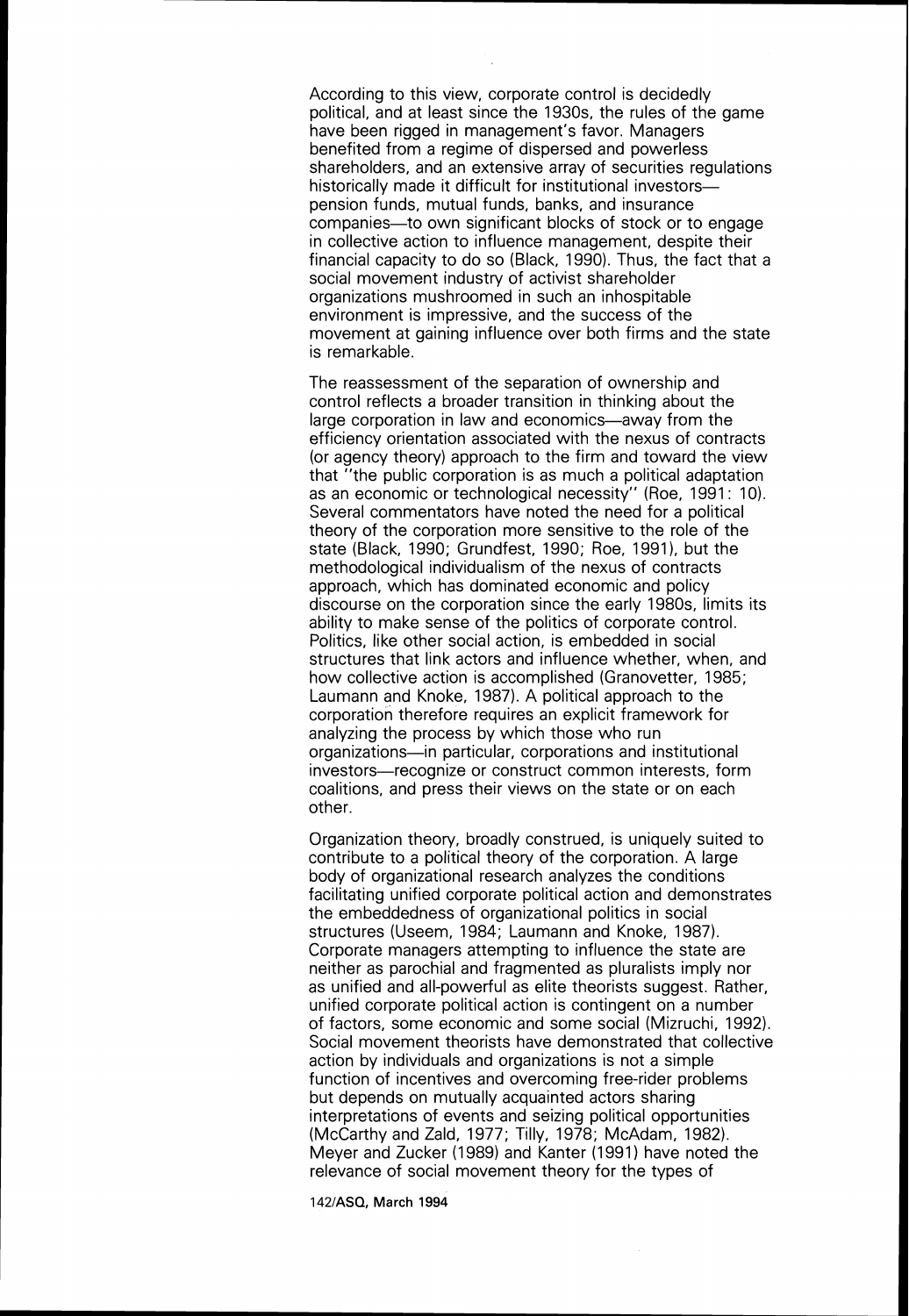According to this view, corporate control is decidedly political, and at least since the 1930s, the rules of the game have been rigged in management's favor. Managers benefited from a regime of dispersed and powerless shareholders, and an extensive array of securities regulations historically made it difficult for institutional investors—pension funds, mutual funds, banks, and insurance companies—to own significant blocks of stock or to engage in collective action to influence management, despite their financial capacity to do so (Black, 1990). Thus, the fact that a social movement industry of activist shareholder organizations mushroomed in such an inhospitable environment is impressive, and the success of the movement at gaining influence over both firms and the state is remarkable.

The reassessment of the separation of ownership and control reflects a broader transition in thinking about the large corporation in law and economics—away from the efficiency orientation associated with the nexus of contracts (or agency theory) approach to the firm and toward the view that "the public corporation is as much a political adaptation as an economic or technological necessity" (Roe, 1991: 10). Several commentators have noted the need for a political theory of the corporation more sensitive to the role of the state (Black, 1990; Grundfest, 1990; Roe, 1991), but the methodological individualism of the nexus of contracts approach, which has dominated economic and policy discourse on the corporation since the early 1980s, limits its ability to make sense of the politics of corporate control. Politics, like other social action, is embedded in social structures that link actors and influence whether, when, and how collective action is accomplished (Granovetter, 1985; Laumann and Knoke, 1987). A political approach to the corporation therefore requires an explicit framework for analyzing the process by which those who run organizations—in particular, corporations and institutional investors—recognize or construct common interests, form coalitions, and press their views on the state or on each other.

Organization theory, broadly construed, is uniquely suited to contribute to a political theory of the corporation. A large body of organizational research analyzes the conditions facilitating unified corporate political action and demonstrates the embeddedness of organizational politics in social structures (Useem, 1984; Laumann and Knoke, 1987). Corporate managers attempting to influence the state are neither as parochial and fragmented as pluralists imply nor as unified and all-powerful as elite theorists suggest. Rather, unified corporate political action is contingent on a number of factors, some economic and some social (Mizruchi, 1992). Social movement theorists have demonstrated that collective action by individuals and organizations is not a simple function of incentives and overcoming free-rider problems but depends on mutually acquainted actors sharing interpretations of events and seizing political opportunities (McCarthy and Zald, 1977; Tilly, 1978; McAdam, 1982). Meyer and Zucker (1989) and Kanter (1991) have noted the relevance of social movement theory for the types of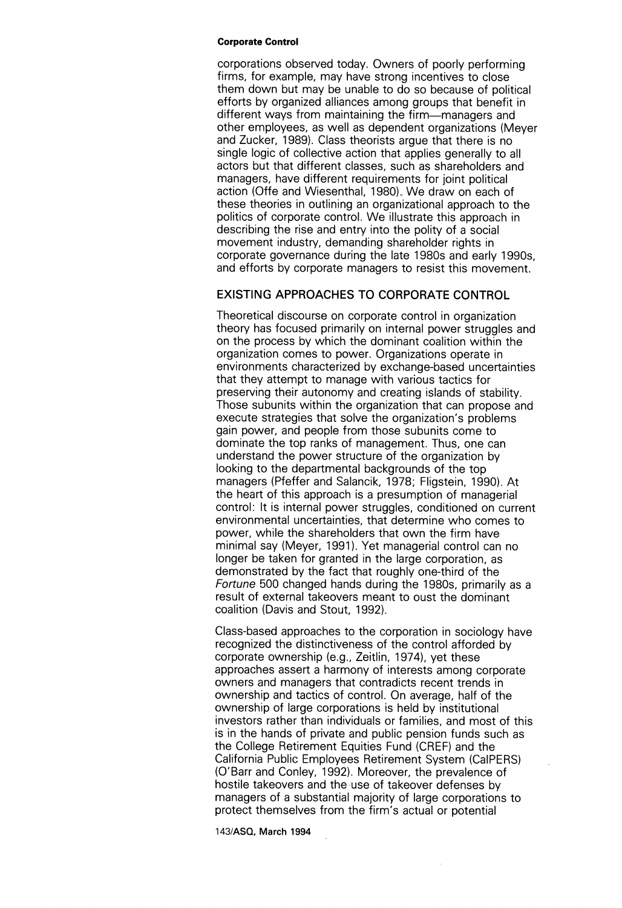corporations observed today. Owners of poorly performing firms, for example, may have strong incentives to close them down but may be unable to do so because of political efforts by organized alliances among groups that benefit in different ways from maintaining the firm—managers and other employees, as well as dependent organizations (Meyer and Zucker, 1989). Class theorists argue that there is no single logic of collective action that applies generally to all actors but that different classes, such as shareholders and managers, have different requirements for joint political action (Offe and Wiesenthal, 1980). We draw on each of these theories in outlining an organizational approach to the politics of corporate control. We illustrate this approach in describing the rise and entry into the polity of a social movement industry, demanding shareholder rights in corporate governance during the late 1980s and early 1990s, and efforts by corporate managers to resist this movement.

## EXISTING APPROACHES TO CORPORATE CONTROL

Theoretical discourse on corporate control in organization theory has focused primarily on internal power struggles and on the process by which the dominant coalition within the organization comes to power. Organizations operate in environments characterized by exchange-based uncertainties that they attempt to manage with various tactics for preserving their autonomy and creating islands of stability. Those subunits within the organization that can propose and execute strategies that solve the organization's problems gain power, and people from those subunits come to dominate the top ranks of management. Thus, one can understand the power structure of the organization by looking to the departmental backgrounds of the top managers (Pfeffer and Salancik, 1978; Fligstein, 1990). At the heart of this approach is a presumption of managerial control: It is internal power struggles, conditioned on current environmental uncertainties, that determine who comes to power, while the shareholders that own the firm have minimal say (Meyer, 1991). Yet managerial control can no longer be taken for granted in the large corporation, as demonstrated by the fact that roughly one-third of the *Fortune* 500 changed hands during the 1980s, primarily as a result of external takeovers meant to oust the dominant coalition (Davis and Stout, 1992).

Class-based approaches to the corporation in sociology have recognized the distinctiveness of the control afforded by corporate ownership (e.g., Zeitlin, 1974), yet these approaches assert a harmony of interests among corporate owners and managers that contradicts recent trends in ownership and tactics of control. On average, half of the ownership of large corporations is held by institutional investors rather than individuals or families, and most of this is in the hands of private and public pension funds such as the College Retirement Equities Fund (CREF) and the California Public Employees Retirement System (CalPERS) (O'Barr and Conley, 1992). Moreover, the prevalence of hostile takeovers and the use of takeover defenses by managers of a substantial majority of large corporations to protect themselves from the firm's actual or potential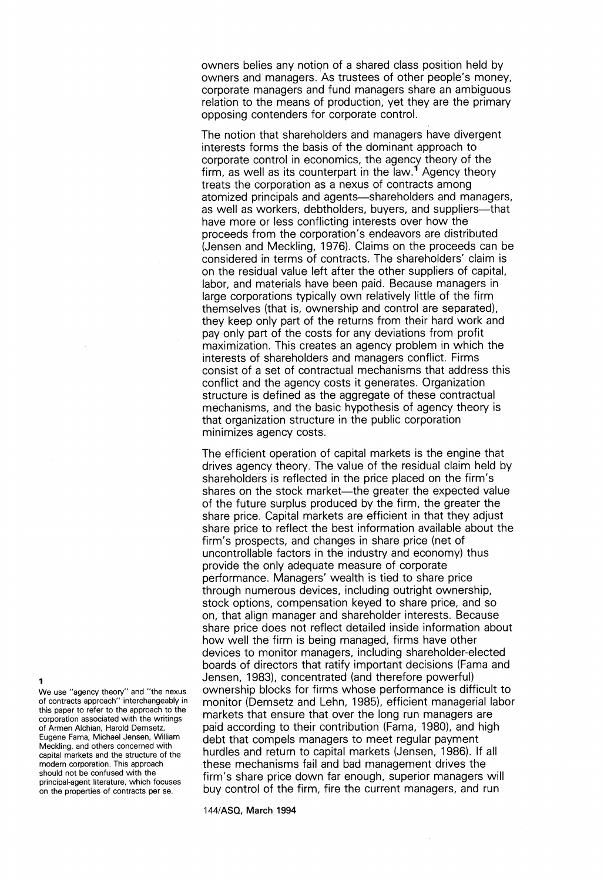owners belies any notion of a shared class position held by owners and managers. As trustees of other people's money, corporate managers and fund managers share an ambiguous relation to the means of production, yet they are the primary opposing contenders for corporate control.

The notion that shareholders and managers have divergent interests forms the basis of the dominant approach to corporate control in economics, the agency theory of the firm, as well as its counterpart in the law.[1] Agency theory treats the corporation as a nexus of contracts among atomized principals and agents—shareholders and managers, as well as workers, debtholders, buyers, and suppliers—that have more or less conflicting interests over how the proceeds from the corporation's endeavors are distributed (Jensen and Meckling, 1976). Claims on the proceeds can be considered in terms of contracts. The shareholders' claim is on the residual value left after the other suppliers of capital, labor, and materials have been paid. Because managers in large corporations typically own relatively little of the firm themselves (that is, ownership and control are separated), they keep only part of the returns from their hard work and pay only part of the costs for any deviations from profit maximization. This creates an agency problem in which the interests of shareholders and managers conflict. Firms consist of a set of contractual mechanisms that address this conflict and the agency costs it generates. Organization structure is defined as the aggregate of these contractual mechanisms, and the basic hypothesis of agency theory is that organization structure in the public corporation minimizes agency costs.

The efficient operation of capital markets is the engine that drives agency theory. The value of the residual claim held by shareholders is reflected in the price placed on the firm's shares on the stock market—the greater the expected value of the future surplus produced by the firm, the greater the share price. Capital markets are efficient in that they adjust share price to reflect the best information available about the firm's prospects, and changes in share price (net of uncontrollable factors in the industry and economy) thus provide the only adequate measure of corporate performance. Managers' wealth is tied to share price through numerous devices, including outright ownership, stock options, compensation keyed to share price, and so on, that align manager and shareholder interests. Because share price does not reflect detailed inside information about how well the firm is being managed, firms have other devices to monitor managers, including shareholder-elected boards of directors that ratify important decisions (Fama and Jensen, 1983), concentrated (and therefore powerful) ownership blocks for firms whose performance is difficult to monitor (Demsetz and Lehn, 1985), efficient managerial labor markets that ensure that over the long run managers are paid according to their contribution (Fama, 1980), and high debt that compels managers to meet regular payment hurdles and return to capital markets (Jensen, 1986). If all these mechanisms fail and bad management drives the firm's share price down far enough, superior managers will buy control of the firm, fire the current managers, and run

[1] We use "agency theory" and "the nexus of contracts approach" interchangeably in this paper to refer to the approach to the corporation associated with the writings of Armen Alchian, Harold Demsetz, Eugene Fama, Michael Jensen, William Meckling, and others concerned with capital markets and the structure of the modern corporation. This approach should not be confused with the principal-agent literature, which focuses on the properties of contracts per se.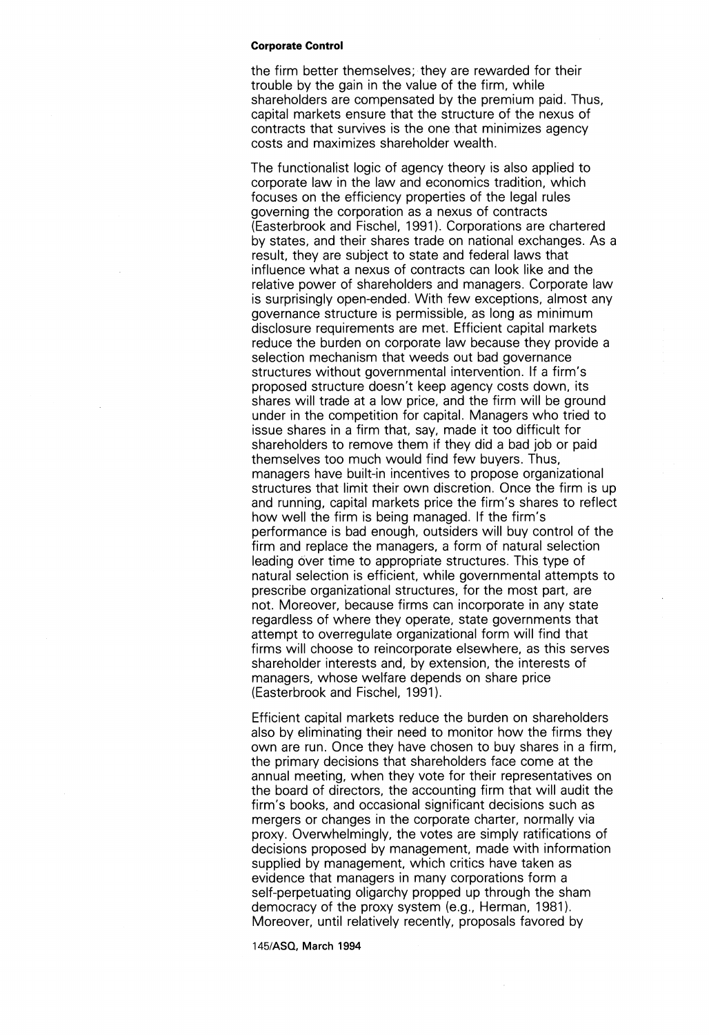the firm better themselves; they are rewarded for their trouble by the gain in the value of the firm, while shareholders are compensated by the premium paid. Thus, capital markets ensure that the structure of the nexus of contracts that survives is the one that minimizes agency costs and maximizes shareholder wealth.

The functionalist logic of agency theory is also applied to corporate law in the law and economics tradition, which focuses on the efficiency properties of the legal rules governing the corporation as a nexus of contracts (Easterbrook and Fischel, 1991). Corporations are chartered by states, and their shares trade on national exchanges. As a result, they are subject to state and federal laws that influence what a nexus of contracts can look like and the relative power of shareholders and managers. Corporate law is surprisingly open-ended. With few exceptions, almost any governance structure is permissible, as long as minimum disclosure requirements are met. Efficient capital markets reduce the burden on corporate law because they provide a selection mechanism that weeds out bad governance structures without governmental intervention. If a firm's proposed structure doesn't keep agency costs down, its shares will trade at a low price, and the firm will be ground under in the competition for capital. Managers who tried to issue shares in a firm that, say, made it too difficult for shareholders to remove them if they did a bad job or paid themselves too much would find few buyers. Thus, managers have built-in incentives to propose organizational structures that limit their own discretion. Once the firm is up and running, capital markets price the firm's shares to reflect how well the firm is being managed. If the firm's performance is bad enough, outsiders will buy control of the firm and replace the managers, a form of natural selection leading over time to appropriate structures. This type of natural selection is efficient, while governmental attempts to prescribe organizational structures, for the most part, are not. Moreover, because firms can incorporate in any state regardless of where they operate, state governments that attempt to overregulate organizational form will find that firms will choose to reincorporate elsewhere, as this serves shareholder interests and, by extension, the interests of managers, whose welfare depends on share price (Easterbrook and Fischel, 1991).

Efficient capital markets reduce the burden on shareholders also by eliminating their need to monitor how the firms they own are run. Once they have chosen to buy shares in a firm, the primary decisions that shareholders face come at the annual meeting, when they vote for their representatives on the board of directors, the accounting firm that will audit the firm's books, and occasional significant decisions such as mergers or changes in the corporate charter, normally via proxy. Overwhelmingly, the votes are simply ratifications of decisions proposed by management, made with information supplied by management, which critics have taken as evidence that managers in many corporations form a self-perpetuating oligarchy propped up through the sham democracy of the proxy system (e.g., Herman, 1981). Moreover, until relatively recently, proposals favored by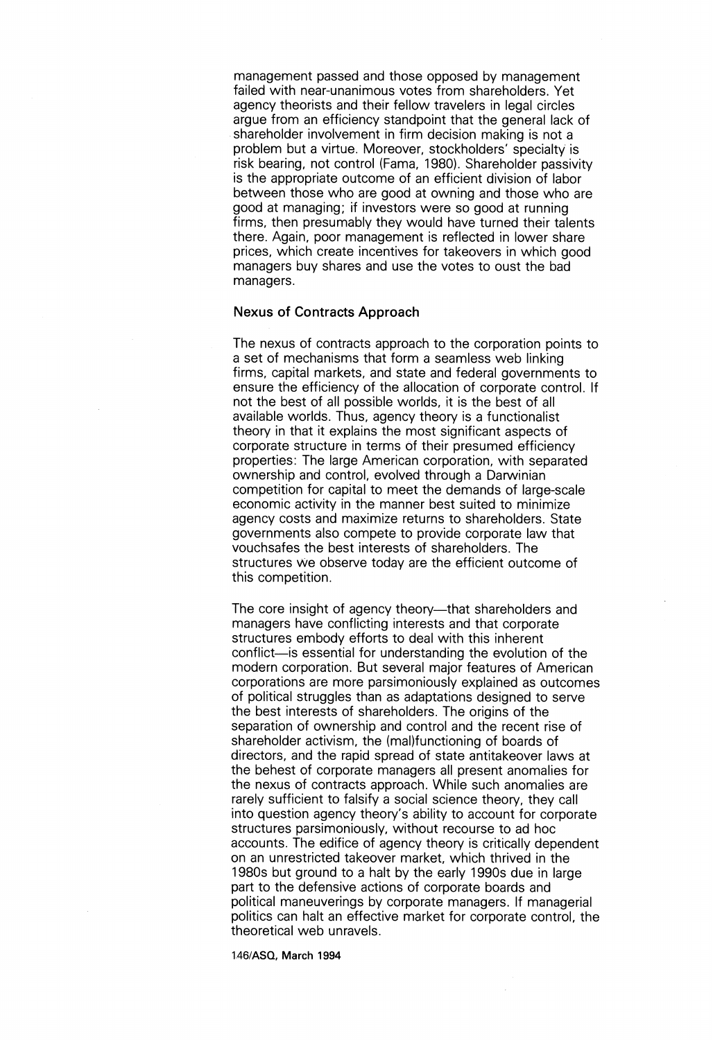management passed and those opposed by management failed with near-unanimous votes from shareholders. Yet agency theorists and their fellow travelers in legal circles argue from an efficiency standpoint that the general lack of shareholder involvement in firm decision making is not a problem but a virtue. Moreover, stockholders' specialty is risk bearing, not control (Fama, 1980). Shareholder passivity is the appropriate outcome of an efficient division of labor between those who are good at owning and those who are good at managing; if investors were so good at running firms, then presumably they would have turned their talents there. Again, poor management is reflected in lower share prices, which create incentives for takeovers in which good managers buy shares and use the votes to oust the bad managers.

### Nexus of Contracts Approach

The nexus of contracts approach to the corporation points to a set of mechanisms that form a seamless web linking firms, capital markets, and state and federal governments to ensure the efficiency of the allocation of corporate control. If not the best of all possible worlds, it is the best of all available worlds. Thus, agency theory is a functionalist theory in that it explains the most significant aspects of corporate structure in terms of their presumed efficiency properties: The large American corporation, with separated ownership and control, evolved through a Darwinian competition for capital to meet the demands of large-scale economic activity in the manner best suited to minimize agency costs and maximize returns to shareholders. State governments also compete to provide corporate law that vouchsafes the best interests of shareholders. The structures we observe today are the efficient outcome of this competition.

The core insight of agency theory—that shareholders and managers have conflicting interests and that corporate structures embody efforts to deal with this inherent conflict—is essential for understanding the evolution of the modern corporation. But several major features of American corporations are more parsimoniously explained as outcomes of political struggles than as adaptations designed to serve the best interests of shareholders. The origins of the separation of ownership and control and the recent rise of shareholder activism, the (mal)functioning of boards of directors, and the rapid spread of state antitakeover laws at the behest of corporate managers all present anomalies for the nexus of contracts approach. While such anomalies are rarely sufficient to falsify a social science theory, they call into question agency theory's ability to account for corporate structures parsimoniously, without recourse to ad hoc accounts. The edifice of agency theory is critically dependent on an unrestricted takeover market, which thrived in the 1980s but ground to a halt by the early 1990s due in large part to the defensive actions of corporate boards and political maneuverings by corporate managers. If managerial politics can halt an effective market for corporate control, the theoretical web unravels.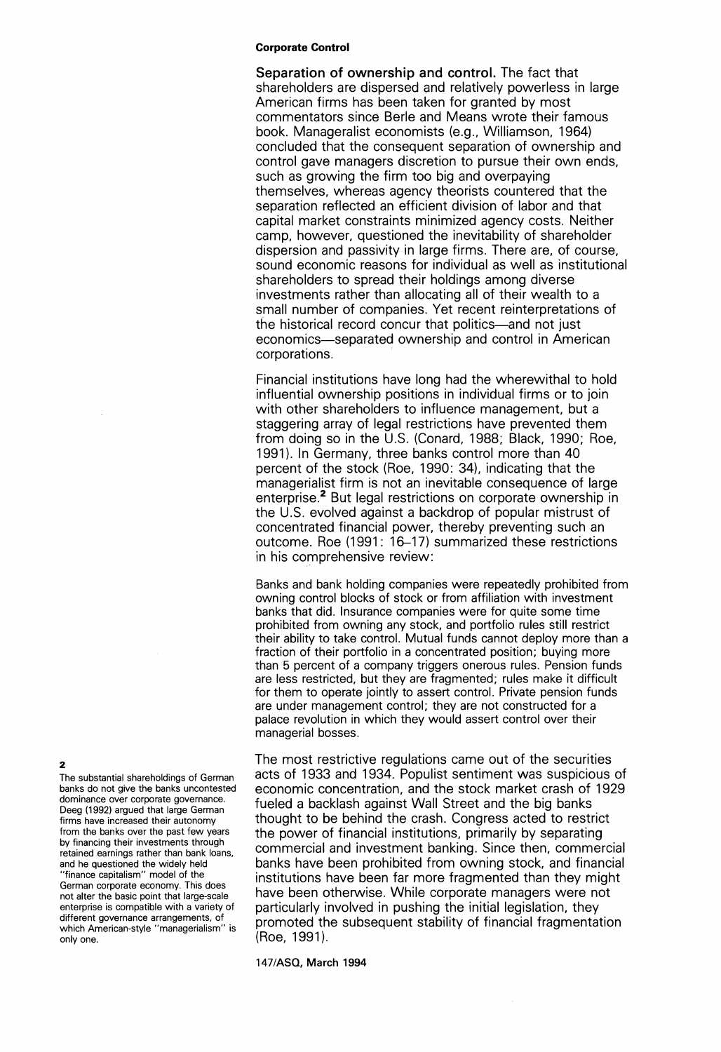### Corporate Control

**Separation of ownership and control.** The fact that shareholders are dispersed and relatively powerless in large American firms has been taken for granted by most commentators since Berle and Means wrote their famous book. Managerialist economists (e.g., Williamson, 1964) concluded that the consequent separation of ownership and control gave managers discretion to pursue their own ends, such as growing the firm too big and overpaying themselves, whereas agency theorists countered that the separation reflected an efficient division of labor and that capital market constraints minimized agency costs. Neither camp, however, questioned the inevitability of shareholder dispersion and passivity in large firms. There are, of course, sound economic reasons for individual as well as institutional shareholders to spread their holdings among diverse investments rather than allocating all of their wealth to a small number of companies. Yet recent reinterpretations of the historical record concur that politics—and not just economics—separated ownership and control in American corporations.

Financial institutions have long had the wherewithal to hold influential ownership positions in individual firms or to join with other shareholders to influence management, but a staggering array of legal restrictions have prevented them from doing so in the U.S. (Conard, 1988; Black, 1990; Roe, 1991). In Germany, three banks control more than 40 percent of the stock (Roe, 1990: 34), indicating that the managerialist firm is not an inevitable consequence of large enterprise.[2] But legal restrictions on corporate ownership in the U.S. evolved against a backdrop of popular mistrust of concentrated financial power, thereby preventing such an outcome. Roe (1991: 16–17) summarized these restrictions in his comprehensive review:

> Banks and bank holding companies were repeatedly prohibited from owning control blocks of stock or from affiliation with investment banks that did. Insurance companies were for quite some time prohibited from owning any stock, and portfolio rules still restrict their ability to take control. Mutual funds cannot deploy more than a fraction of their portfolio in a concentrated position; buying more than 5 percent of a company triggers onerous rules. Pension funds are less restricted, but they are fragmented; rules make it difficult for them to operate jointly to assert control. Private pension funds are under management control; they are not constructed for a palace revolution in which they would assert control over their managerial bosses.

The most restrictive regulations came out of the securities acts of 1933 and 1934. Populist sentiment was suspicious of economic concentration, and the stock market crash of 1929 fueled a backlash against Wall Street and the big banks thought to be behind the crash. Congress acted to restrict the power of financial institutions, primarily by separating commercial and investment banking. Since then, commercial banks have been prohibited from owning stock, and financial institutions have been far more fragmented than they might have been otherwise. While corporate managers were not particularly involved in pushing the initial legislation, they promoted the subsequent stability of financial fragmentation (Roe, 1991).

---

[2] The substantial shareholdings of German banks do not give the banks uncontested dominance over corporate governance. Deeg (1992) argued that large German firms have increased their autonomy from the banks over the past few years by financing their investments through retained earnings rather than bank loans, and he questioned the widely held "finance capitalism" model of the German corporate economy. This does not alter the basic point that large-scale enterprise is compatible with a variety of different governance arrangements, of which American-style "managerialism" is only one.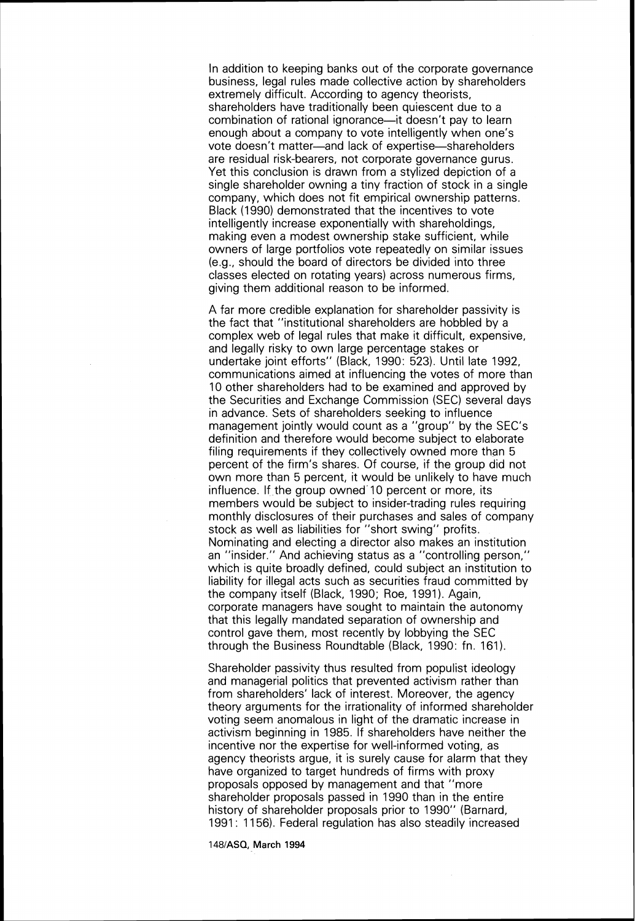In addition to keeping banks out of the corporate governance business, legal rules made collective action by shareholders extremely difficult. According to agency theorists, shareholders have traditionally been quiescent due to a combination of rational ignorance—it doesn't pay to learn enough about a company to vote intelligently when one's vote doesn't matter—and lack of expertise—shareholders are residual risk-bearers, not corporate governance gurus. Yet this conclusion is drawn from a stylized depiction of a single shareholder owning a tiny fraction of stock in a single company, which does not fit empirical ownership patterns. Black (1990) demonstrated that the incentives to vote intelligently increase exponentially with shareholdings, making even a modest ownership stake sufficient, while owners of large portfolios vote repeatedly on similar issues (e.g., should the board of directors be divided into three classes elected on rotating years) across numerous firms, giving them additional reason to be informed.

A far more credible explanation for shareholder passivity is the fact that "institutional shareholders are hobbled by a complex web of legal rules that make it difficult, expensive, and legally risky to own large percentage stakes or undertake joint efforts" (Black, 1990: 523). Until late 1992, communications aimed at influencing the votes of more than 10 other shareholders had to be examined and approved by the Securities and Exchange Commission (SEC) several days in advance. Sets of shareholders seeking to influence management jointly would count as a "group" by the SEC's definition and therefore would become subject to elaborate filing requirements if they collectively owned more than 5 percent of the firm's shares. Of course, if the group did not own more than 5 percent, it would be unlikely to have much influence. If the group owned 10 percent or more, its members would be subject to insider-trading rules requiring monthly disclosures of their purchases and sales of company stock as well as liabilities for "short swing" profits. Nominating and electing a director also makes an institution an "insider." And achieving status as a "controlling person," which is quite broadly defined, could subject an institution to liability for illegal acts such as securities fraud committed by the company itself (Black, 1990; Roe, 1991). Again, corporate managers have sought to maintain the autonomy that this legally mandated separation of ownership and control gave them, most recently by lobbying the SEC through the Business Roundtable (Black, 1990: fn. 161).

Shareholder passivity thus resulted from populist ideology and managerial politics that prevented activism rather than from shareholders' lack of interest. Moreover, the agency theory arguments for the irrationality of informed shareholder voting seem anomalous in light of the dramatic increase in activism beginning in 1985. If shareholders have neither the incentive nor the expertise for well-informed voting, as agency theorists argue, it is surely cause for alarm that they have organized to target hundreds of firms with proxy proposals opposed by management and that "more shareholder proposals passed in 1990 than in the entire history of shareholder proposals prior to 1990" (Barnard, 1991: 1156). Federal regulation has also steadily increased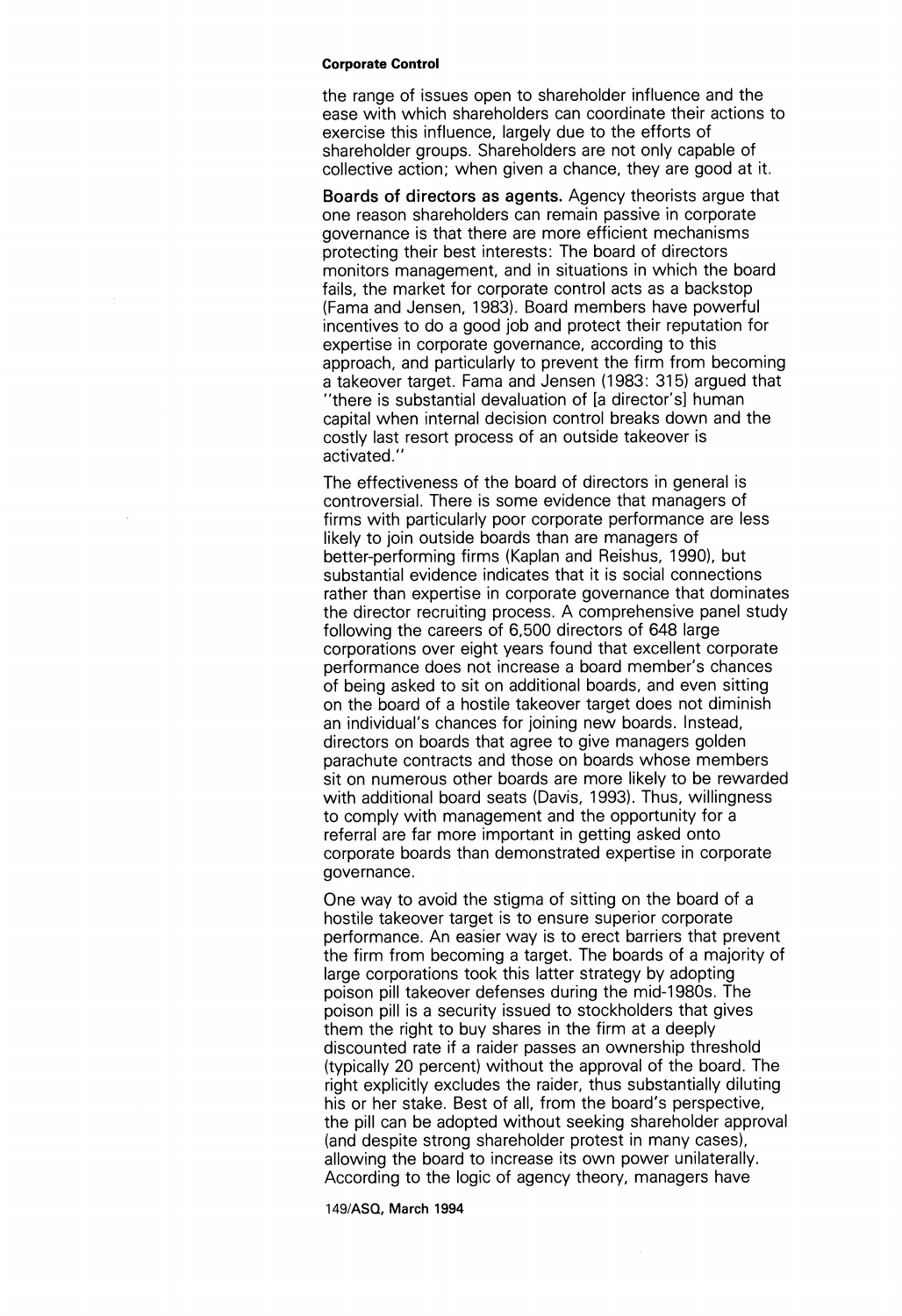the range of issues open to shareholder influence and the ease with which shareholders can coordinate their actions to exercise this influence, largely due to the efforts of shareholder groups. Shareholders are not only capable of collective action; when given a chance, they are good at it.

**Boards of directors as agents.** Agency theorists argue that one reason shareholders can remain passive in corporate governance is that there are more efficient mechanisms protecting their best interests: The board of directors monitors management, and in situations in which the board fails, the market for corporate control acts as a backstop (Fama and Jensen, 1983). Board members have powerful incentives to do a good job and protect their reputation for expertise in corporate governance, according to this approach, and particularly to prevent the firm from becoming a takeover target. Fama and Jensen (1983: 315) argued that "there is substantial devaluation of [a director's] human capital when internal decision control breaks down and the costly last resort process of an outside takeover is activated."

The effectiveness of the board of directors in general is controversial. There is some evidence that managers of firms with particularly poor corporate performance are less likely to join outside boards than are managers of better-performing firms (Kaplan and Reishus, 1990), but substantial evidence indicates that it is social connections rather than expertise in corporate governance that dominates the director recruiting process. A comprehensive panel study following the careers of 6,500 directors of 648 large corporations over eight years found that excellent corporate performance does not increase a board member's chances of being asked to sit on additional boards, and even sitting on the board of a hostile takeover target does not diminish an individual's chances for joining new boards. Instead, directors on boards that agree to give managers golden parachute contracts and those on boards whose members sit on numerous other boards are more likely to be rewarded with additional board seats (Davis, 1993). Thus, willingness to comply with management and the opportunity for a referral are far more important in getting asked onto corporate boards than demonstrated expertise in corporate governance.

One way to avoid the stigma of sitting on the board of a hostile takeover target is to ensure superior corporate performance. An easier way is to erect barriers that prevent the firm from becoming a target. The boards of a majority of large corporations took this latter strategy by adopting poison pill takeover defenses during the mid-1980s. The poison pill is a security issued to stockholders that gives them the right to buy shares in the firm at a deeply discounted rate if a raider passes an ownership threshold (typically 20 percent) without the approval of the board. The right explicitly excludes the raider, thus substantially diluting his or her stake. Best of all, from the board's perspective, the pill can be adopted without seeking shareholder approval (and despite strong shareholder protest in many cases), allowing the board to increase its own power unilaterally. According to the logic of agency theory, managers have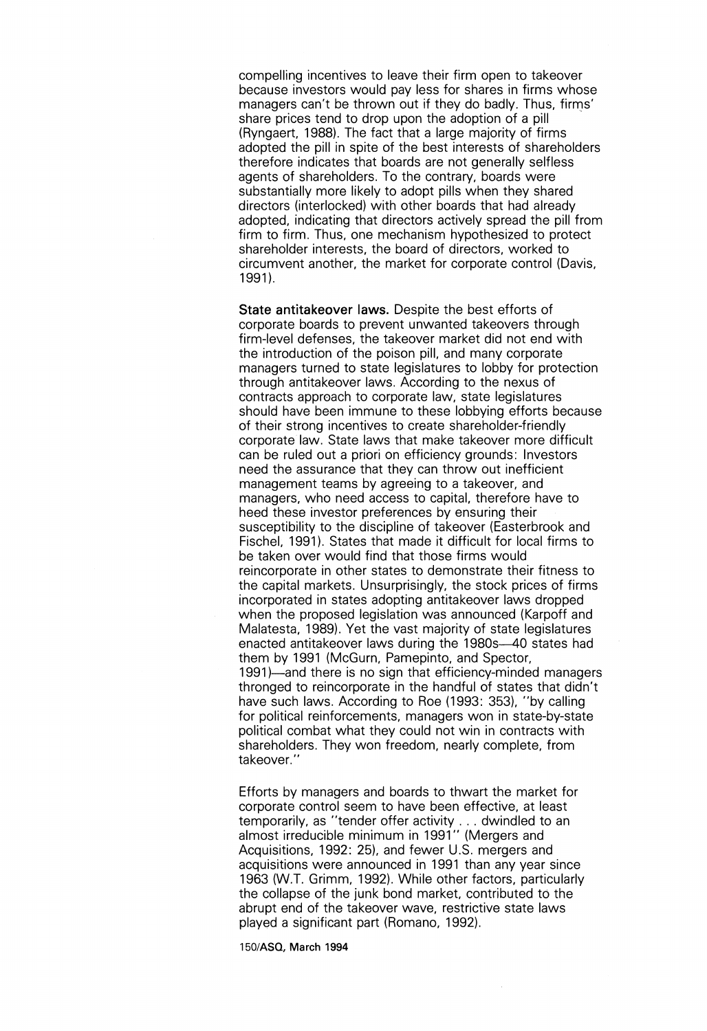compelling incentives to leave their firm open to takeover because investors would pay less for shares in firms whose managers can't be thrown out if they do badly. Thus, firms' share prices tend to drop upon the adoption of a pill (Ryngaert, 1988). The fact that a large majority of firms adopted the pill in spite of the best interests of shareholders therefore indicates that boards are not generally selfless agents of shareholders. To the contrary, boards were substantially more likely to adopt pills when they shared directors (interlocked) with other boards that had already adopted, indicating that directors actively spread the pill from firm to firm. Thus, one mechanism hypothesized to protect shareholder interests, the board of directors, worked to circumvent another, the market for corporate control (Davis, 1991).

**State antitakeover laws.** Despite the best efforts of corporate boards to prevent unwanted takeovers through firm-level defenses, the takeover market did not end with the introduction of the poison pill, and many corporate managers turned to state legislatures to lobby for protection through antitakeover laws. According to the nexus of contracts approach to corporate law, state legislatures should have been immune to these lobbying efforts because of their strong incentives to create shareholder-friendly corporate law. State laws that make takeover more difficult can be ruled out a priori on efficiency grounds: Investors need the assurance that they can throw out inefficient management teams by agreeing to a takeover, and managers, who need access to capital, therefore have to heed these investor preferences by ensuring their susceptibility to the discipline of takeover (Easterbrook and Fischel, 1991). States that made it difficult for local firms to be taken over would find that those firms would reincorporate in other states to demonstrate their fitness to the capital markets. Unsurprisingly, the stock prices of firms incorporated in states adopting antitakeover laws dropped when the proposed legislation was announced (Karpoff and Malatesta, 1989). Yet the vast majority of state legislatures enacted antitakeover laws during the 1980s—40 states had them by 1991 (McGurn, Pamepinto, and Spector, 1991)—and there is no sign that efficiency-minded managers thronged to reincorporate in the handful of states that didn't have such laws. According to Roe (1993: 353), "by calling for political reinforcements, managers won in state-by-state political combat what they could not win in contracts with shareholders. They won freedom, nearly complete, from takeover."

Efforts by managers and boards to thwart the market for corporate control seem to have been effective, at least temporarily, as "tender offer activity . . . dwindled to an almost irreducible minimum in 1991" (Mergers and Acquisitions, 1992: 25), and fewer U.S. mergers and acquisitions were announced in 1991 than any year since 1963 (W.T. Grimm, 1992). While other factors, particularly the collapse of the junk bond market, contributed to the abrupt end of the takeover wave, restrictive state laws played a significant part (Romano, 1992).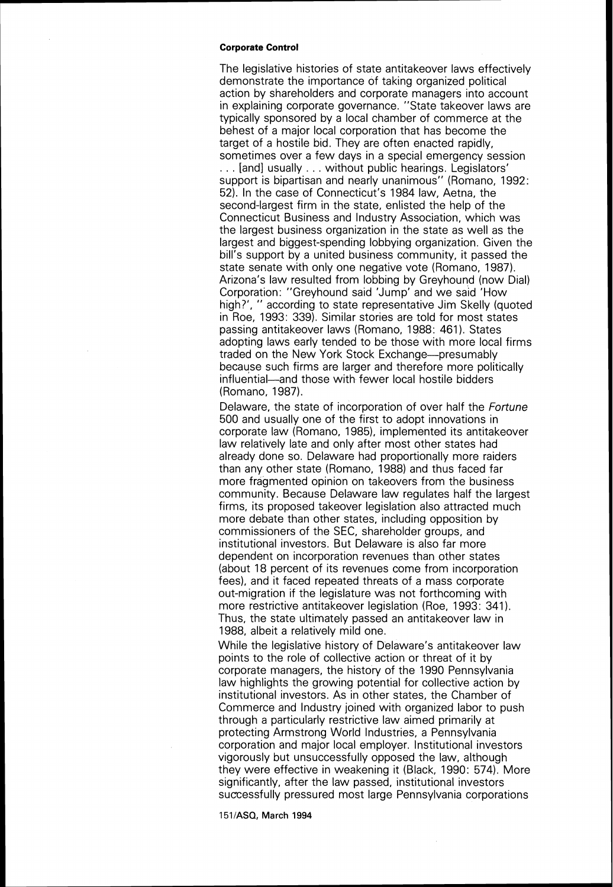The legislative histories of state antitakeover laws effectively demonstrate the importance of taking organized political action by shareholders and corporate managers into account in explaining corporate governance. "State takeover laws are typically sponsored by a local chamber of commerce at the behest of a major local corporation that has become the target of a hostile bid. They are often enacted rapidly, sometimes over a few days in a special emergency session . . . [and] usually . . . without public hearings. Legislators' support is bipartisan and nearly unanimous" (Romano, 1992: 52). In the case of Connecticut's 1984 law, Aetna, the second-largest firm in the state, enlisted the help of the Connecticut Business and Industry Association, which was the largest business organization in the state as well as the largest and biggest-spending lobbying organization. Given the bill's support by a united business community, it passed the state senate with only one negative vote (Romano, 1987). Arizona's law resulted from lobbing by Greyhound (now Dial) Corporation: "Greyhound said 'Jump' and we said 'How high?', " according to state representative Jim Skelly (quoted in Roe, 1993: 339). Similar stories are told for most states passing antitakeover laws (Romano, 1988: 461). States adopting laws early tended to be those with more local firms traded on the New York Stock Exchange—presumably because such firms are larger and therefore more politically influential—and those with fewer local hostile bidders (Romano, 1987).

Delaware, the state of incorporation of over half the *Fortune* 500 and usually one of the first to adopt innovations in corporate law (Romano, 1985), implemented its antitakeover law relatively late and only after most other states had already done so. Delaware had proportionally more raiders than any other state (Romano, 1988) and thus faced far more fragmented opinion on takeovers from the business community. Because Delaware law regulates half the largest firms, its proposed takeover legislation also attracted much more debate than other states, including opposition by commissioners of the SEC, shareholder groups, and institutional investors. But Delaware is also far more dependent on incorporation revenues than other states (about 18 percent of its revenues come from incorporation fees), and it faced repeated threats of a mass corporate out-migration if the legislature was not forthcoming with more restrictive antitakeover legislation (Roe, 1993: 341). Thus, the state ultimately passed an antitakeover law in 1988, albeit a relatively mild one.

While the legislative history of Delaware's antitakeover law points to the role of collective action or threat of it by corporate managers, the history of the 1990 Pennsylvania law highlights the growing potential for collective action by institutional investors. As in other states, the Chamber of Commerce and Industry joined with organized labor to push through a particularly restrictive law aimed primarily at protecting Armstrong World Industries, a Pennsylvania corporation and major local employer. Institutional investors vigorously but unsuccessfully opposed the law, although they were effective in weakening it (Black, 1990: 574). More significantly, after the law passed, institutional investors successfully pressured most large Pennsylvania corporations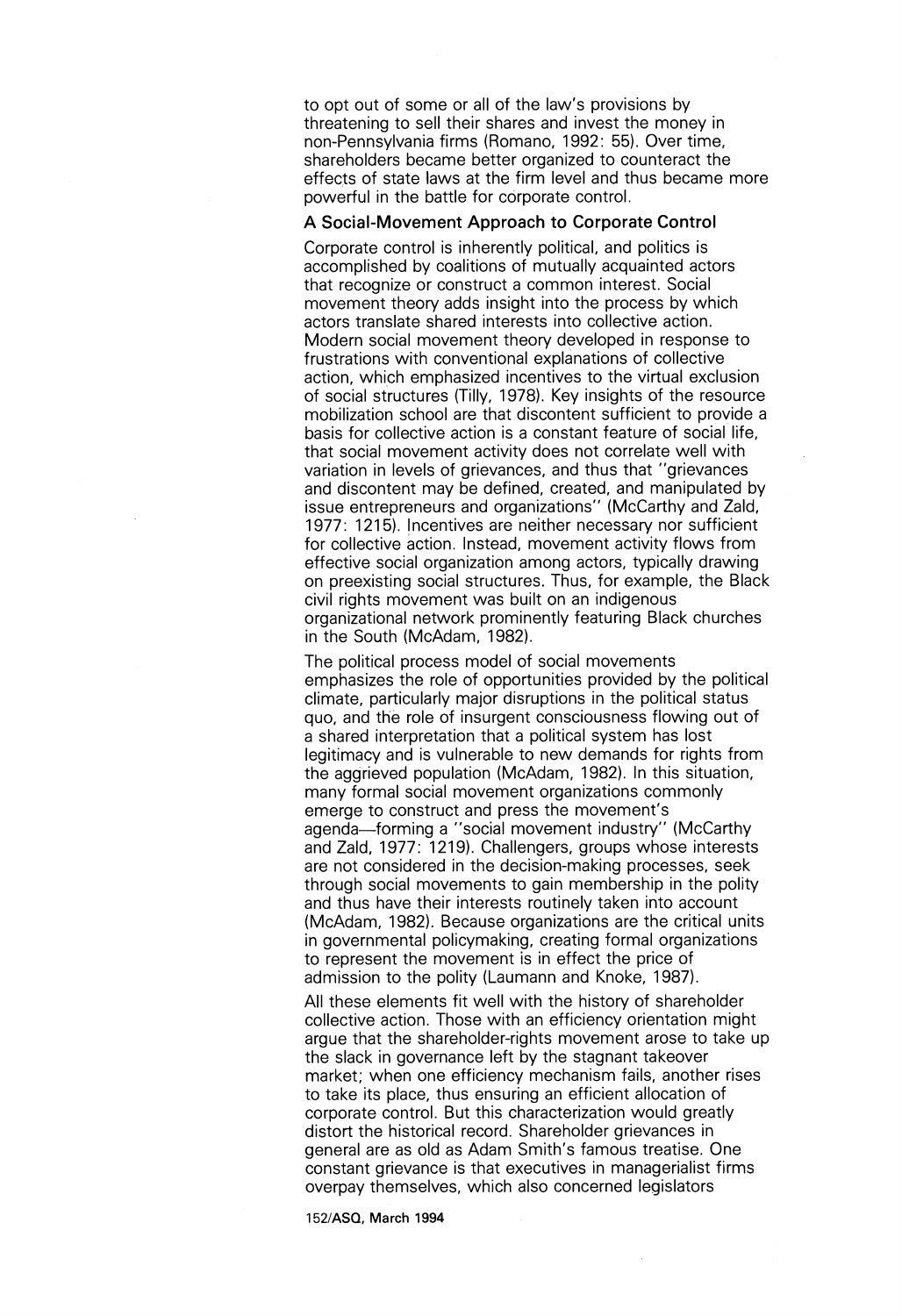to opt out of some or all of the law's provisions by threatening to sell their shares and invest the money in non-Pennsylvania firms (Romano, 1992: 55). Over time, shareholders became better organized to counteract the effects of state laws at the firm level and thus became more powerful in the battle for corporate control.

### A Social-Movement Approach to Corporate Control

Corporate control is inherently political, and politics is accomplished by coalitions of mutually acquainted actors that recognize or construct a common interest. Social movement theory adds insight into the process by which actors translate shared interests into collective action. Modern social movement theory developed in response to frustrations with conventional explanations of collective action, which emphasized incentives to the virtual exclusion of social structures (Tilly, 1978). Key insights of the resource mobilization school are that discontent sufficient to provide a basis for collective action is a constant feature of social life, that social movement activity does not correlate well with variation in levels of grievances, and thus that "grievances and discontent may be defined, created, and manipulated by issue entrepreneurs and organizations" (McCarthy and Zald, 1977: 1215). Incentives are neither necessary nor sufficient for collective action. Instead, movement activity flows from effective social organization among actors, typically drawing on preexisting social structures. Thus, for example, the Black civil rights movement was built on an indigenous organizational network prominently featuring Black churches in the South (McAdam, 1982).

The political process model of social movements emphasizes the role of opportunities provided by the political climate, particularly major disruptions in the political status quo, and the role of insurgent consciousness flowing out of a shared interpretation that a political system has lost legitimacy and is vulnerable to new demands for rights from the aggrieved population (McAdam, 1982). In this situation, many formal social movement organizations commonly emerge to construct and press the movement's agenda—forming a "social movement industry" (McCarthy and Zald, 1977: 1219). Challengers, groups whose interests are not considered in the decision-making processes, seek through social movements to gain membership in the polity and thus have their interests routinely taken into account (McAdam, 1982). Because organizations are the critical units in governmental policymaking, creating formal organizations to represent the movement is in effect the price of admission to the polity (Laumann and Knoke, 1987).

All these elements fit well with the history of shareholder collective action. Those with an efficiency orientation might argue that the shareholder-rights movement arose to take up the slack in governance left by the stagnant takeover market; when one efficiency mechanism fails, another rises to take its place, thus ensuring an efficient allocation of corporate control. But this characterization would greatly distort the historical record. Shareholder grievances in general are as old as Adam Smith's famous treatise. One constant grievance is that executives in managerialist firms overpay themselves, which also concerned legislators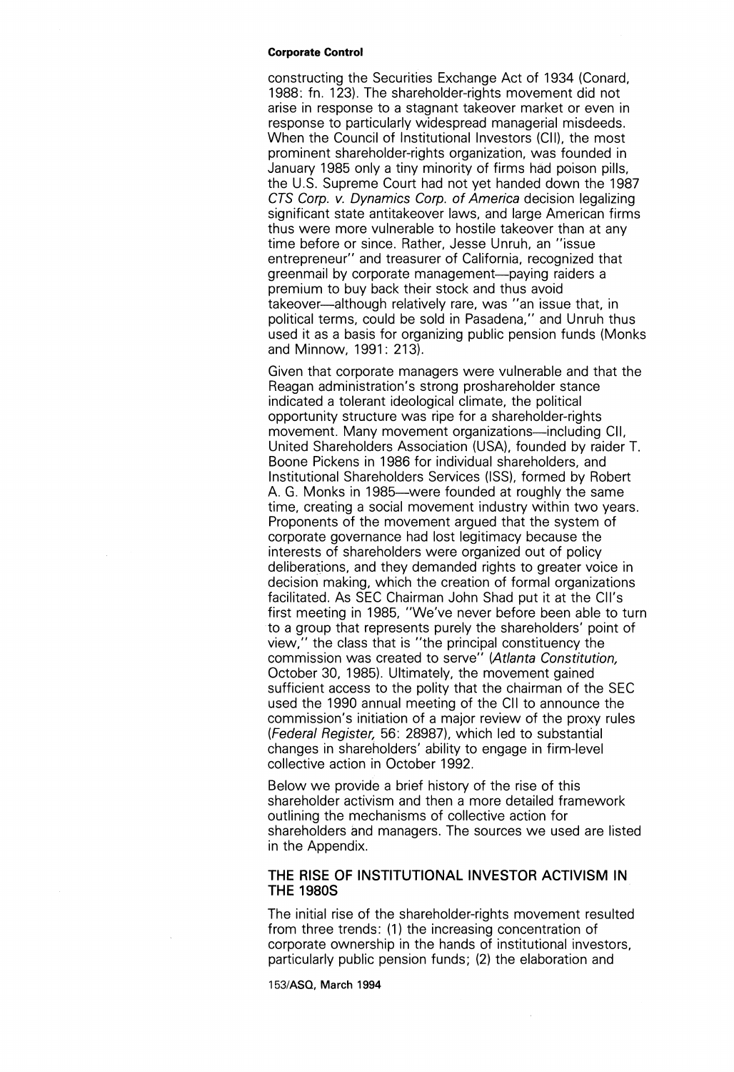constructing the Securities Exchange Act of 1934 (Conard, 1988: fn. 123). The shareholder-rights movement did not arise in response to a stagnant takeover market or even in response to particularly widespread managerial misdeeds. When the Council of Institutional Investors (CII), the most prominent shareholder-rights organization, was founded in January 1985 only a tiny minority of firms had poison pills, the U.S. Supreme Court had not yet handed down the 1987 *CTS Corp. v. Dynamics Corp. of America* decision legalizing significant state antitakeover laws, and large American firms thus were more vulnerable to hostile takeover than at any time before or since. Rather, Jesse Unruh, an "issue entrepreneur" and treasurer of California, recognized that greenmail by corporate management—paying raiders a premium to buy back their stock and thus avoid takeover—although relatively rare, was "an issue that, in political terms, could be sold in Pasadena," and Unruh thus used it as a basis for organizing public pension funds (Monks and Minnow, 1991: 213).

Given that corporate managers were vulnerable and that the Reagan administration's strong proshareholder stance indicated a tolerant ideological climate, the political opportunity structure was ripe for a shareholder-rights movement. Many movement organizations—including CII, United Shareholders Association (USA), founded by raider T. Boone Pickens in 1986 for individual shareholders, and Institutional Shareholders Services (ISS), formed by Robert A. G. Monks in 1985—were founded at roughly the same time, creating a social movement industry within two years. Proponents of the movement argued that the system of corporate governance had lost legitimacy because the interests of shareholders were organized out of policy deliberations, and they demanded rights to greater voice in decision making, which the creation of formal organizations facilitated. As SEC Chairman John Shad put it at the CII's first meeting in 1985, "We've never before been able to turn to a group that represents purely the shareholders' point of view," the class that is "the principal constituency the commission was created to serve" (*Atlanta Constitution,* October 30, 1985). Ultimately, the movement gained sufficient access to the polity that the chairman of the SEC used the 1990 annual meeting of the CII to announce the commission's initiation of a major review of the proxy rules (*Federal Register,* 56: 28987), which led to substantial changes in shareholders' ability to engage in firm-level collective action in October 1992.

Below we provide a brief history of the rise of this shareholder activism and then a more detailed framework outlining the mechanisms of collective action for shareholders and managers. The sources we used are listed in the Appendix.

## THE RISE OF INSTITUTIONAL INVESTOR ACTIVISM IN THE 1980S

The initial rise of the shareholder-rights movement resulted from three trends: (1) the increasing concentration of corporate ownership in the hands of institutional investors, particularly public pension funds; (2) the elaboration and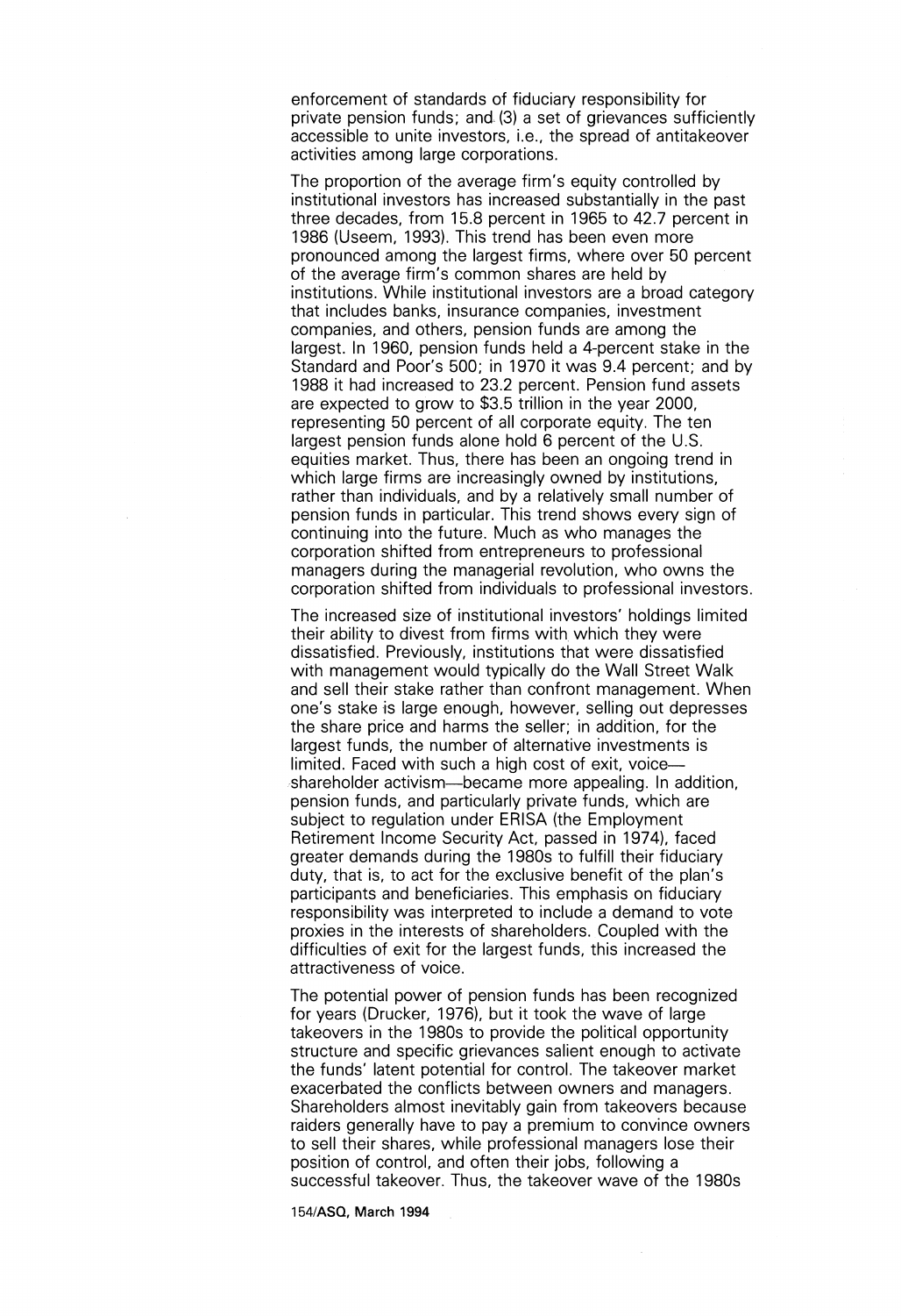enforcement of standards of fiduciary responsibility for private pension funds; and (3) a set of grievances sufficiently accessible to unite investors, i.e., the spread of antitakeover activities among large corporations.

The proportion of the average firm's equity controlled by institutional investors has increased substantially in the past three decades, from 15.8 percent in 1965 to 42.7 percent in 1986 (Useem, 1993). This trend has been even more pronounced among the largest firms, where over 50 percent of the average firm's common shares are held by institutions. While institutional investors are a broad category that includes banks, insurance companies, investment companies, and others, pension funds are among the largest. In 1960, pension funds held a 4-percent stake in the Standard and Poor's 500; in 1970 it was 9.4 percent; and by 1988 it had increased to 23.2 percent. Pension fund assets are expected to grow to $3.5 trillion in the year 2000, representing 50 percent of all corporate equity. The ten largest pension funds alone hold 6 percent of the U.S. equities market. Thus, there has been an ongoing trend in which large firms are increasingly owned by institutions, rather than individuals, and by a relatively small number of pension funds in particular. This trend shows every sign of continuing into the future. Much as who manages the corporation shifted from entrepreneurs to professional managers during the managerial revolution, who owns the corporation shifted from individuals to professional investors.

The increased size of institutional investors' holdings limited their ability to divest from firms with which they were dissatisfied. Previously, institutions that were dissatisfied with management would typically do the Wall Street Walk and sell their stake rather than confront management. When one's stake is large enough, however, selling out depresses the share price and harms the seller; in addition, for the largest funds, the number of alternative investments is limited. Faced with such a high cost of exit, voice—shareholder activism—became more appealing. In addition, pension funds, and particularly private funds, which are subject to regulation under ERISA (the Employment Retirement Income Security Act, passed in 1974), faced greater demands during the 1980s to fulfill their fiduciary duty, that is, to act for the exclusive benefit of the plan's participants and beneficiaries. This emphasis on fiduciary responsibility was interpreted to include a demand to vote proxies in the interests of shareholders. Coupled with the difficulties of exit for the largest funds, this increased the attractiveness of voice.

The potential power of pension funds has been recognized for years (Drucker, 1976), but it took the wave of large takeovers in the 1980s to provide the political opportunity structure and specific grievances salient enough to activate the funds' latent potential for control. The takeover market exacerbated the conflicts between owners and managers. Shareholders almost inevitably gain from takeovers because raiders generally have to pay a premium to convince owners to sell their shares, while professional managers lose their position of control, and often their jobs, following a successful takeover. Thus, the takeover wave of the 1980s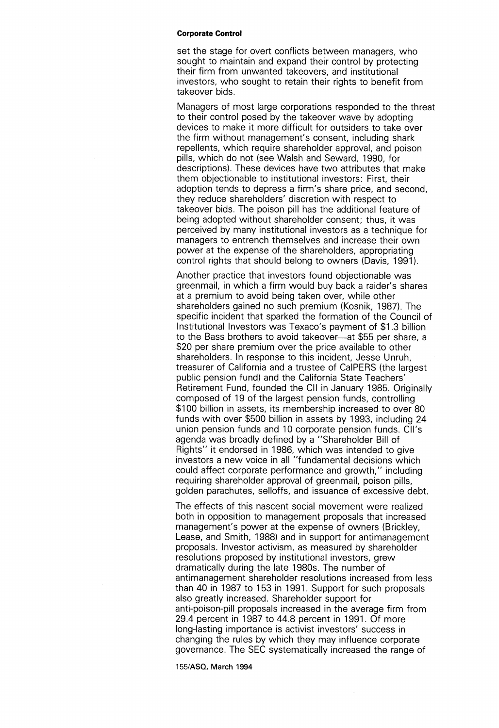set the stage for overt conflicts between managers, who sought to maintain and expand their control by protecting their firm from unwanted takeovers, and institutional investors, who sought to retain their rights to benefit from takeover bids.

Managers of most large corporations responded to the threat to their control posed by the takeover wave by adopting devices to make it more difficult for outsiders to take over the firm without management's consent, including shark repellents, which require shareholder approval, and poison pills, which do not (see Walsh and Seward, 1990, for descriptions). These devices have two attributes that make them objectionable to institutional investors: First, their adoption tends to depress a firm's share price, and second, they reduce shareholders' discretion with respect to takeover bids. The poison pill has the additional feature of being adopted without shareholder consent; thus, it was perceived by many institutional investors as a technique for managers to entrench themselves and increase their own power at the expense of the shareholders, appropriating control rights that should belong to owners (Davis, 1991).

Another practice that investors found objectionable was greenmail, in which a firm would buy back a raider's shares at a premium to avoid being taken over, while other shareholders gained no such premium (Kosnik, 1987). The specific incident that sparked the formation of the Council of Institutional Investors was Texaco's payment of $1.3 billion to the Bass brothers to avoid takeover—at $55 per share, a $20 per share premium over the price available to other shareholders. In response to this incident, Jesse Unruh, treasurer of California and a trustee of CalPERS (the largest public pension fund) and the California State Teachers' Retirement Fund, founded the CII in January 1985. Originally composed of 19 of the largest pension funds, controlling $100 billion in assets, its membership increased to over 80 funds with over $500 billion in assets by 1993, including 24 union pension funds and 10 corporate pension funds. CII's agenda was broadly defined by a "Shareholder Bill of Rights" it endorsed in 1986, which was intended to give investors a new voice in all "fundamental decisions which could affect corporate performance and growth," including requiring shareholder approval of greenmail, poison pills, golden parachutes, selloffs, and issuance of excessive debt.

The effects of this nascent social movement were realized both in opposition to management proposals that increased management's power at the expense of owners (Brickley, Lease, and Smith, 1988) and in support for antimanagement proposals. Investor activism, as measured by shareholder resolutions proposed by institutional investors, grew dramatically during the late 1980s. The number of antimanagement shareholder resolutions increased from less than 40 in 1987 to 153 in 1991. Support for such proposals also greatly increased. Shareholder support for anti-poison-pill proposals increased in the average firm from 29.4 percent in 1987 to 44.8 percent in 1991. Of more long-lasting importance is activist investors' success in changing the rules by which they may influence corporate governance. The SEC systematically increased the range of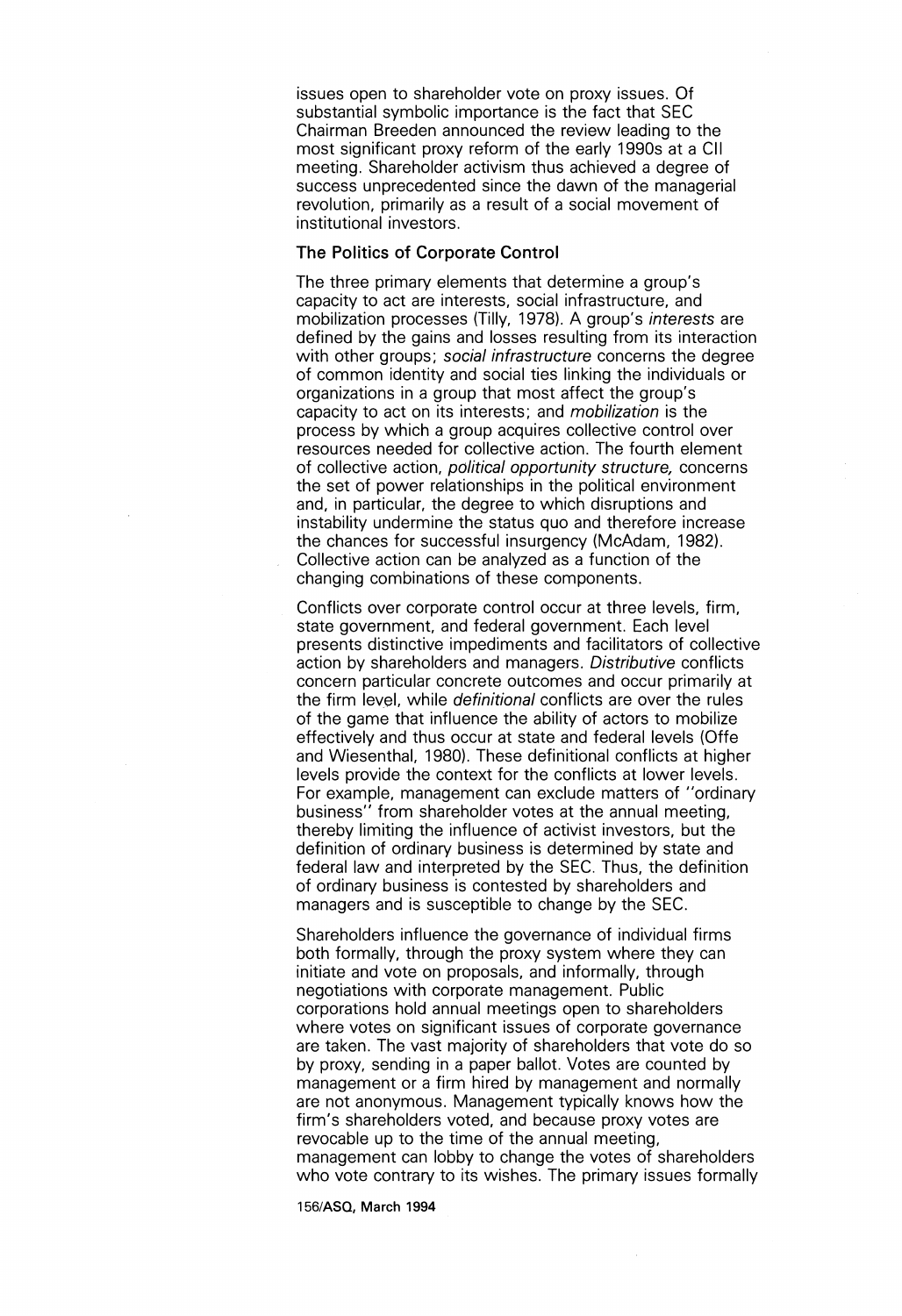issues open to shareholder vote on proxy issues. Of substantial symbolic importance is the fact that SEC Chairman Breeden announced the review leading to the most significant proxy reform of the early 1990s at a CII meeting. Shareholder activism thus achieved a degree of success unprecedented since the dawn of the managerial revolution, primarily as a result of a social movement of institutional investors.

### The Politics of Corporate Control

The three primary elements that determine a group's capacity to act are interests, social infrastructure, and mobilization processes (Tilly, 1978). A group's *interests* are defined by the gains and losses resulting from its interaction with other groups; *social infrastructure* concerns the degree of common identity and social ties linking the individuals or organizations in a group that most affect the group's capacity to act on its interests; and *mobilization* is the process by which a group acquires collective control over resources needed for collective action. The fourth element of collective action, *political opportunity structure,* concerns the set of power relationships in the political environment and, in particular, the degree to which disruptions and instability undermine the status quo and therefore increase the chances for successful insurgency (McAdam, 1982). Collective action can be analyzed as a function of the changing combinations of these components.

Conflicts over corporate control occur at three levels, firm, state government, and federal government. Each level presents distinctive impediments and facilitators of collective action by shareholders and managers. *Distributive* conflicts concern particular concrete outcomes and occur primarily at the firm level, while *definitional* conflicts are over the rules of the game that influence the ability of actors to mobilize effectively and thus occur at state and federal levels (Offe and Wiesenthal, 1980). These definitional conflicts at higher levels provide the context for the conflicts at lower levels. For example, management can exclude matters of "ordinary business" from shareholder votes at the annual meeting, thereby limiting the influence of activist investors, but the definition of ordinary business is determined by state and federal law and interpreted by the SEC. Thus, the definition of ordinary business is contested by shareholders and managers and is susceptible to change by the SEC.

Shareholders influence the governance of individual firms both formally, through the proxy system where they can initiate and vote on proposals, and informally, through negotiations with corporate management. Public corporations hold annual meetings open to shareholders where votes on significant issues of corporate governance are taken. The vast majority of shareholders that vote do so by proxy, sending in a paper ballot. Votes are counted by management or a firm hired by management and normally are not anonymous. Management typically knows how the firm's shareholders voted, and because proxy votes are revocable up to the time of the annual meeting, management can lobby to change the votes of shareholders who vote contrary to its wishes. The primary issues formally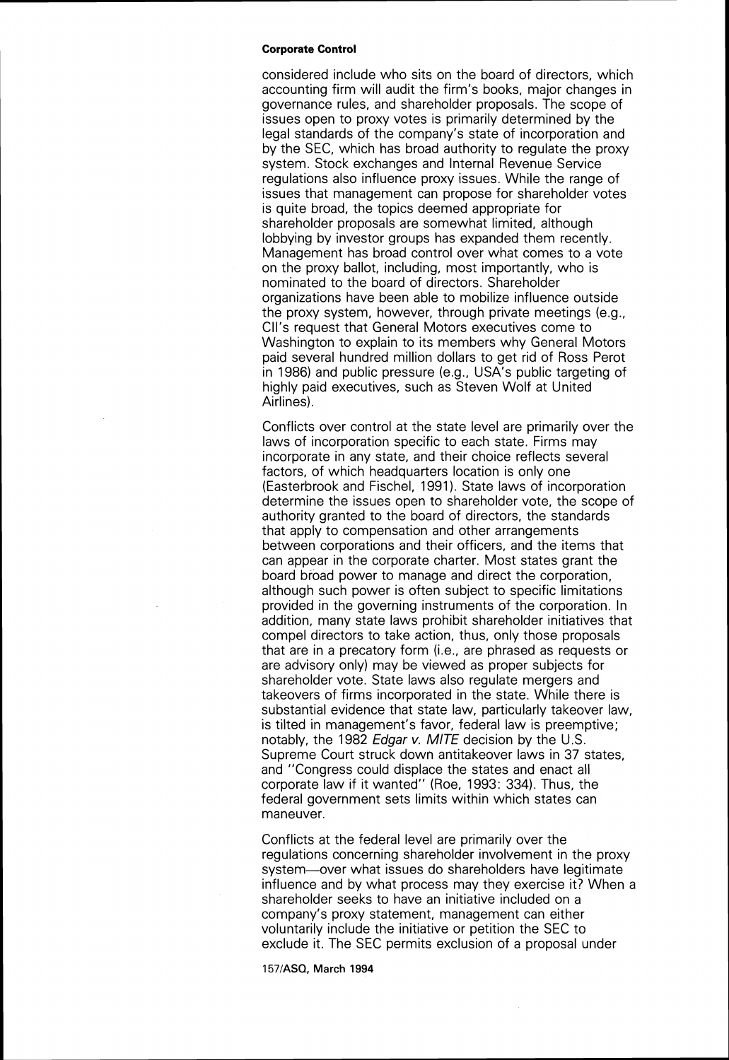considered include who sits on the board of directors, which accounting firm will audit the firm's books, major changes in governance rules, and shareholder proposals. The scope of issues open to proxy votes is primarily determined by the legal standards of the company's state of incorporation and by the SEC, which has broad authority to regulate the proxy system. Stock exchanges and Internal Revenue Service regulations also influence proxy issues. While the range of issues that management can propose for shareholder votes is quite broad, the topics deemed appropriate for shareholder proposals are somewhat limited, although lobbying by investor groups has expanded them recently. Management has broad control over what comes to a vote on the proxy ballot, including, most importantly, who is nominated to the board of directors. Shareholder organizations have been able to mobilize influence outside the proxy system, however, through private meetings (e.g., CII's request that General Motors executives come to Washington to explain to its members why General Motors paid several hundred million dollars to get rid of Ross Perot in 1986) and public pressure (e.g., USA's public targeting of highly paid executives, such as Steven Wolf at United Airlines).

Conflicts over control at the state level are primarily over the laws of incorporation specific to each state. Firms may incorporate in any state, and their choice reflects several factors, of which headquarters location is only one (Easterbrook and Fischel, 1991). State laws of incorporation determine the issues open to shareholder vote, the scope of authority granted to the board of directors, the standards that apply to compensation and other arrangements between corporations and their officers, and the items that can appear in the corporate charter. Most states grant the board broad power to manage and direct the corporation, although such power is often subject to specific limitations provided in the governing instruments of the corporation. In addition, many state laws prohibit shareholder initiatives that compel directors to take action, thus, only those proposals that are in a precatory form (i.e., are phrased as requests or are advisory only) may be viewed as proper subjects for shareholder vote. State laws also regulate mergers and takeovers of firms incorporated in the state. While there is substantial evidence that state law, particularly takeover law, is tilted in management's favor, federal law is preemptive; notably, the 1982 *Edgar v. MITE* decision by the U.S. Supreme Court struck down antitakeover laws in 37 states, and "Congress could displace the states and enact all corporate law if it wanted" (Roe, 1993: 334). Thus, the federal government sets limits within which states can maneuver.

Conflicts at the federal level are primarily over the regulations concerning shareholder involvement in the proxy system—over what issues do shareholders have legitimate influence and by what process may they exercise it? When a shareholder seeks to have an initiative included on a company's proxy statement, management can either voluntarily include the initiative or petition the SEC to exclude it. The SEC permits exclusion of a proposal under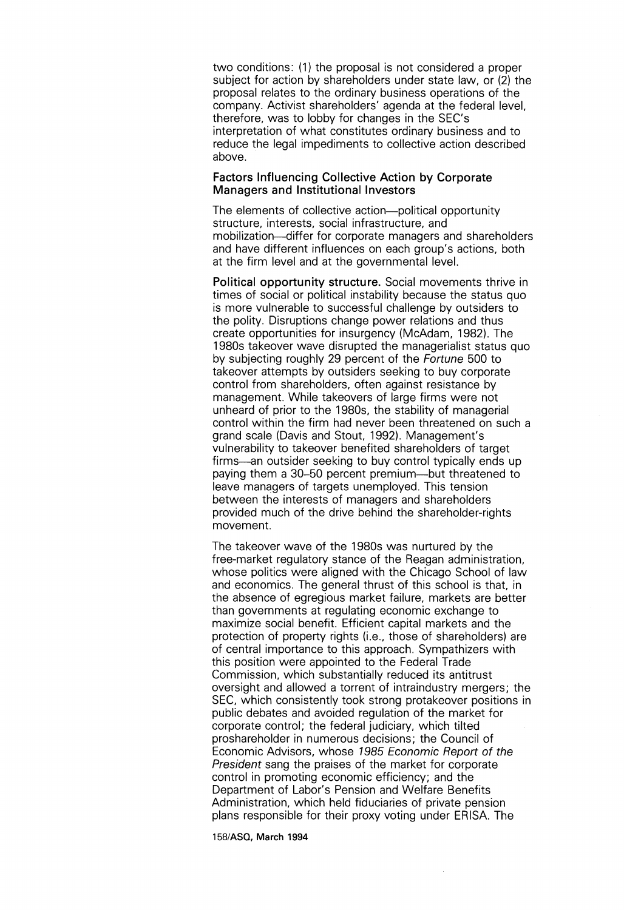two conditions: (1) the proposal is not considered a proper subject for action by shareholders under state law, or (2) the proposal relates to the ordinary business operations of the company. Activist shareholders' agenda at the federal level, therefore, was to lobby for changes in the SEC's interpretation of what constitutes ordinary business and to reduce the legal impediments to collective action described above.

### Factors Influencing Collective Action by Corporate Managers and Institutional Investors

The elements of collective action—political opportunity structure, interests, social infrastructure, and mobilization—differ for corporate managers and shareholders and have different influences on each group's actions, both at the firm level and at the governmental level.

**Political opportunity structure.** Social movements thrive in times of social or political instability because the status quo is more vulnerable to successful challenge by outsiders to the polity. Disruptions change power relations and thus create opportunities for insurgency (McAdam, 1982). The 1980s takeover wave disrupted the managerialist status quo by subjecting roughly 29 percent of the *Fortune* 500 to takeover attempts by outsiders seeking to buy corporate control from shareholders, often against resistance by management. While takeovers of large firms were not unheard of prior to the 1980s, the stability of managerial control within the firm had never been threatened on such a grand scale (Davis and Stout, 1992). Management's vulnerability to takeover benefited shareholders of target firms—an outsider seeking to buy control typically ends up paying them a 30–50 percent premium—but threatened to leave managers of targets unemployed. This tension between the interests of managers and shareholders provided much of the drive behind the shareholder-rights movement.

The takeover wave of the 1980s was nurtured by the free-market regulatory stance of the Reagan administration, whose politics were aligned with the Chicago School of law and economics. The general thrust of this school is that, in the absence of egregious market failure, markets are better than governments at regulating economic exchange to maximize social benefit. Efficient capital markets and the protection of property rights (i.e., those of shareholders) are of central importance to this approach. Sympathizers with this position were appointed to the Federal Trade Commission, which substantially reduced its antitrust oversight and allowed a torrent of intraindustry mergers; the SEC, which consistently took strong protakeover positions in public debates and avoided regulation of the market for corporate control; the federal judiciary, which tilted proshareholder in numerous decisions; the Council of Economic Advisors, whose *1985 Economic Report of the President* sang the praises of the market for corporate control in promoting economic efficiency; and the Department of Labor's Pension and Welfare Benefits Administration, which held fiduciaries of private pension plans responsible for their proxy voting under ERISA. The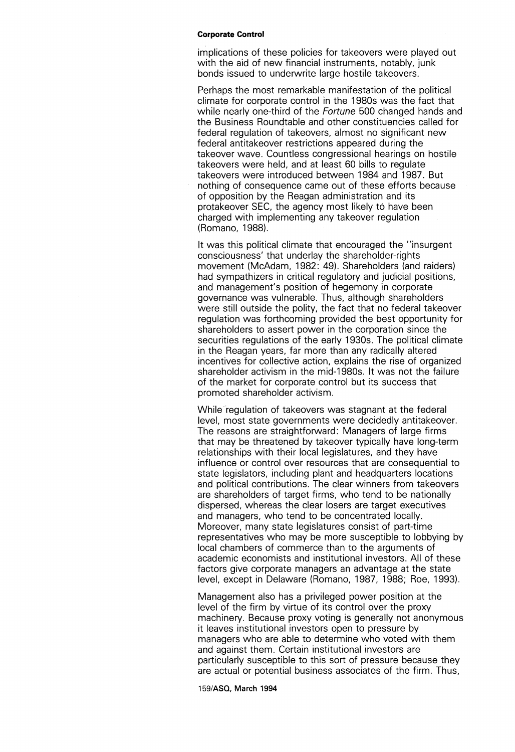implications of these policies for takeovers were played out with the aid of new financial instruments, notably, junk bonds issued to underwrite large hostile takeovers.

Perhaps the most remarkable manifestation of the political climate for corporate control in the 1980s was the fact that while nearly one-third of the *Fortune* 500 changed hands and the Business Roundtable and other constituencies called for federal regulation of takeovers, almost no significant new federal antitakeover restrictions appeared during the takeover wave. Countless congressional hearings on hostile takeovers were held, and at least 60 bills to regulate takeovers were introduced between 1984 and 1987. But nothing of consequence came out of these efforts because of opposition by the Reagan administration and its protakeover SEC, the agency most likely to have been charged with implementing any takeover regulation (Romano, 1988).

It was this political climate that encouraged the "insurgent consciousness' that underlay the shareholder-rights movement (McAdam, 1982: 49). Shareholders (and raiders) had sympathizers in critical regulatory and judicial positions, and management's position of hegemony in corporate governance was vulnerable. Thus, although shareholders were still outside the polity, the fact that no federal takeover regulation was forthcoming provided the best opportunity for shareholders to assert power in the corporation since the securities regulations of the early 1930s. The political climate in the Reagan years, far more than any radically altered incentives for collective action, explains the rise of organized shareholder activism in the mid-1980s. It was not the failure of the market for corporate control but its success that promoted shareholder activism.

While regulation of takeovers was stagnant at the federal level, most state governments were decidedly antitakeover. The reasons are straightforward: Managers of large firms that may be threatened by takeover typically have long-term relationships with their local legislatures, and they have influence or control over resources that are consequential to state legislators, including plant and headquarters locations and political contributions. The clear winners from takeovers are shareholders of target firms, who tend to be nationally dispersed, whereas the clear losers are target executives and managers, who tend to be concentrated locally. Moreover, many state legislatures consist of part-time representatives who may be more susceptible to lobbying by local chambers of commerce than to the arguments of academic economists and institutional investors. All of these factors give corporate managers an advantage at the state level, except in Delaware (Romano, 1987, 1988; Roe, 1993).

Management also has a privileged power position at the level of the firm by virtue of its control over the proxy machinery. Because proxy voting is generally not anonymous it leaves institutional investors open to pressure by managers who are able to determine who voted with them and against them. Certain institutional investors are particularly susceptible to this sort of pressure because they are actual or potential business associates of the firm. Thus,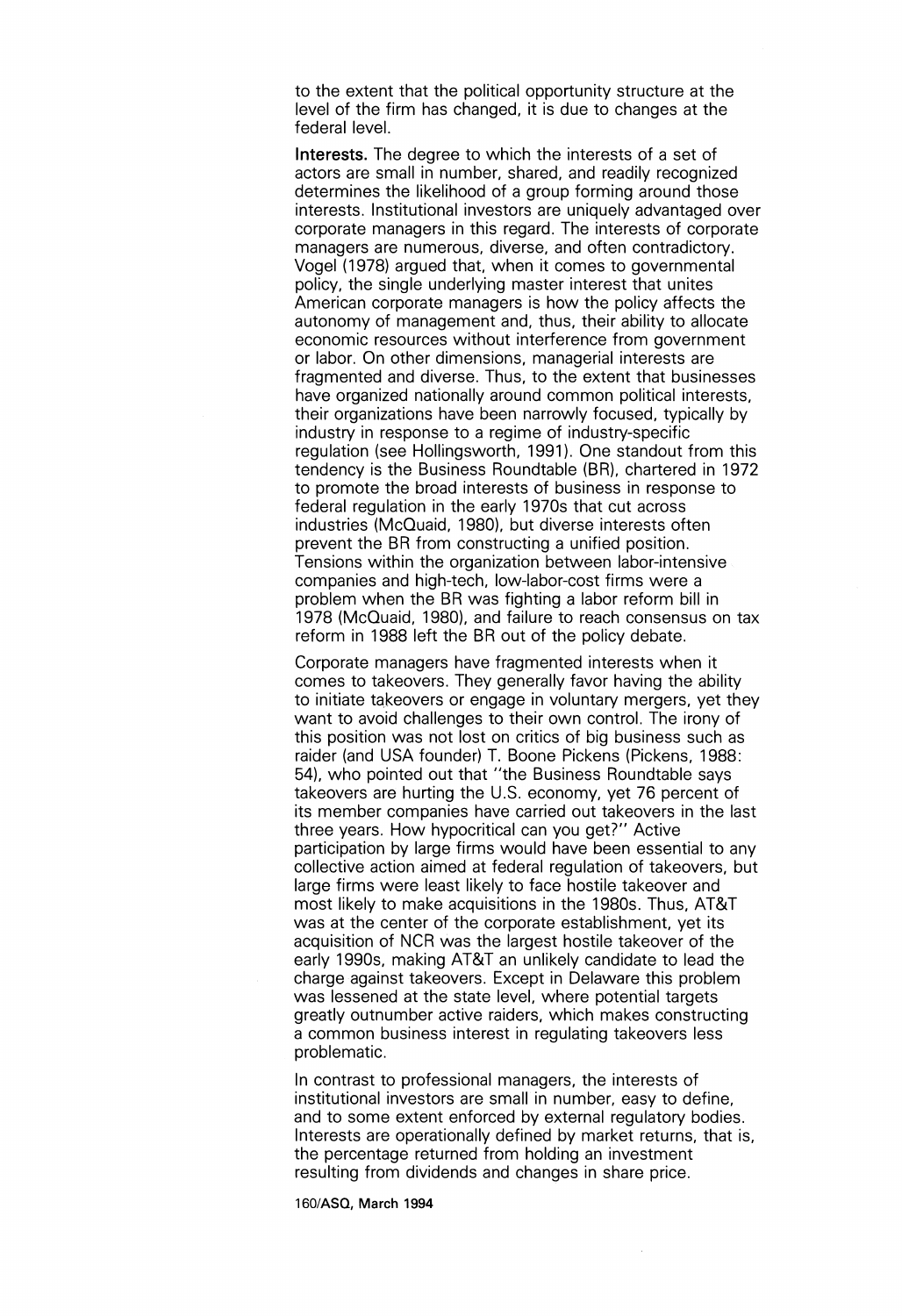to the extent that the political opportunity structure at the level of the firm has changed, it is due to changes at the federal level.

**Interests.** The degree to which the interests of a set of actors are small in number, shared, and readily recognized determines the likelihood of a group forming around those interests. Institutional investors are uniquely advantaged over corporate managers in this regard. The interests of corporate managers are numerous, diverse, and often contradictory. Vogel (1978) argued that, when it comes to governmental policy, the single underlying master interest that unites American corporate managers is how the policy affects the autonomy of management and, thus, their ability to allocate economic resources without interference from government or labor. On other dimensions, managerial interests are fragmented and diverse. Thus, to the extent that businesses have organized nationally around common political interests, their organizations have been narrowly focused, typically by industry in response to a regime of industry-specific regulation (see Hollingsworth, 1991). One standout from this tendency is the Business Roundtable (BR), chartered in 1972 to promote the broad interests of business in response to federal regulation in the early 1970s that cut across industries (McQuaid, 1980), but diverse interests often prevent the BR from constructing a unified position. Tensions within the organization between labor-intensive companies and high-tech, low-labor-cost firms were a problem when the BR was fighting a labor reform bill in 1978 (McQuaid, 1980), and failure to reach consensus on tax reform in 1988 left the BR out of the policy debate.

Corporate managers have fragmented interests when it comes to takeovers. They generally favor having the ability to initiate takeovers or engage in voluntary mergers, yet they want to avoid challenges to their own control. The irony of this position was not lost on critics of big business such as raider (and USA founder) T. Boone Pickens (Pickens, 1988: 54), who pointed out that "the Business Roundtable says takeovers are hurting the U.S. economy, yet 76 percent of its member companies have carried out takeovers in the last three years. How hypocritical can you get?" Active participation by large firms would have been essential to any collective action aimed at federal regulation of takeovers, but large firms were least likely to face hostile takeover and most likely to make acquisitions in the 1980s. Thus, AT&T was at the center of the corporate establishment, yet its acquisition of NCR was the largest hostile takeover of the early 1990s, making AT&T an unlikely candidate to lead the charge against takeovers. Except in Delaware this problem was lessened at the state level, where potential targets greatly outnumber active raiders, which makes constructing a common business interest in regulating takeovers less problematic.

In contrast to professional managers, the interests of institutional investors are small in number, easy to define, and to some extent enforced by external regulatory bodies. Interests are operationally defined by market returns, that is, the percentage returned from holding an investment resulting from dividends and changes in share price.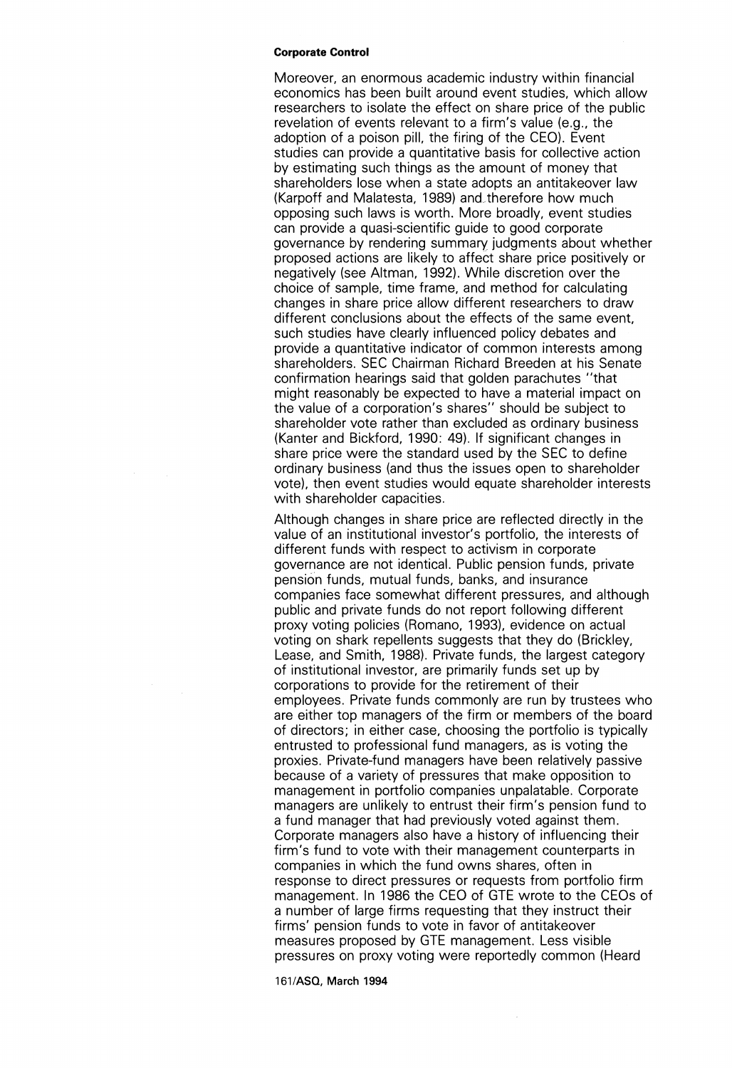Moreover, an enormous academic industry within financial economics has been built around event studies, which allow researchers to isolate the effect on share price of the public revelation of events relevant to a firm's value (e.g., the adoption of a poison pill, the firing of the CEO). Event studies can provide a quantitative basis for collective action by estimating such things as the amount of money that shareholders lose when a state adopts an antitakeover law (Karpoff and Malatesta, 1989) and therefore how much opposing such laws is worth. More broadly, event studies can provide a quasi-scientific guide to good corporate governance by rendering summary judgments about whether proposed actions are likely to affect share price positively or negatively (see Altman, 1992). While discretion over the choice of sample, time frame, and method for calculating changes in share price allow different researchers to draw different conclusions about the effects of the same event, such studies have clearly influenced policy debates and provide a quantitative indicator of common interests among shareholders. SEC Chairman Richard Breeden at his Senate confirmation hearings said that golden parachutes "that might reasonably be expected to have a material impact on the value of a corporation's shares" should be subject to shareholder vote rather than excluded as ordinary business (Kanter and Bickford, 1990: 49). If significant changes in share price were the standard used by the SEC to define ordinary business (and thus the issues open to shareholder vote), then event studies would equate shareholder interests with shareholder capacities.

Although changes in share price are reflected directly in the value of an institutional investor's portfolio, the interests of different funds with respect to activism in corporate governance are not identical. Public pension funds, private pension funds, mutual funds, banks, and insurance companies face somewhat different pressures, and although public and private funds do not report following different proxy voting policies (Romano, 1993), evidence on actual voting on shark repellents suggests that they do (Brickley, Lease, and Smith, 1988). Private funds, the largest category of institutional investor, are primarily funds set up by corporations to provide for the retirement of their employees. Private funds commonly are run by trustees who are either top managers of the firm or members of the board of directors; in either case, choosing the portfolio is typically entrusted to professional fund managers, as is voting the proxies. Private-fund managers have been relatively passive because of a variety of pressures that make opposition to management in portfolio companies unpalatable. Corporate managers are unlikely to entrust their firm's pension fund to a fund manager that had previously voted against them. Corporate managers also have a history of influencing their firm's fund to vote with their management counterparts in companies in which the fund owns shares, often in response to direct pressures or requests from portfolio firm management. In 1986 the CEO of GTE wrote to the CEOs of a number of large firms requesting that they instruct their firms' pension funds to vote in favor of antitakeover measures proposed by GTE management. Less visible pressures on proxy voting were reportedly common (Heard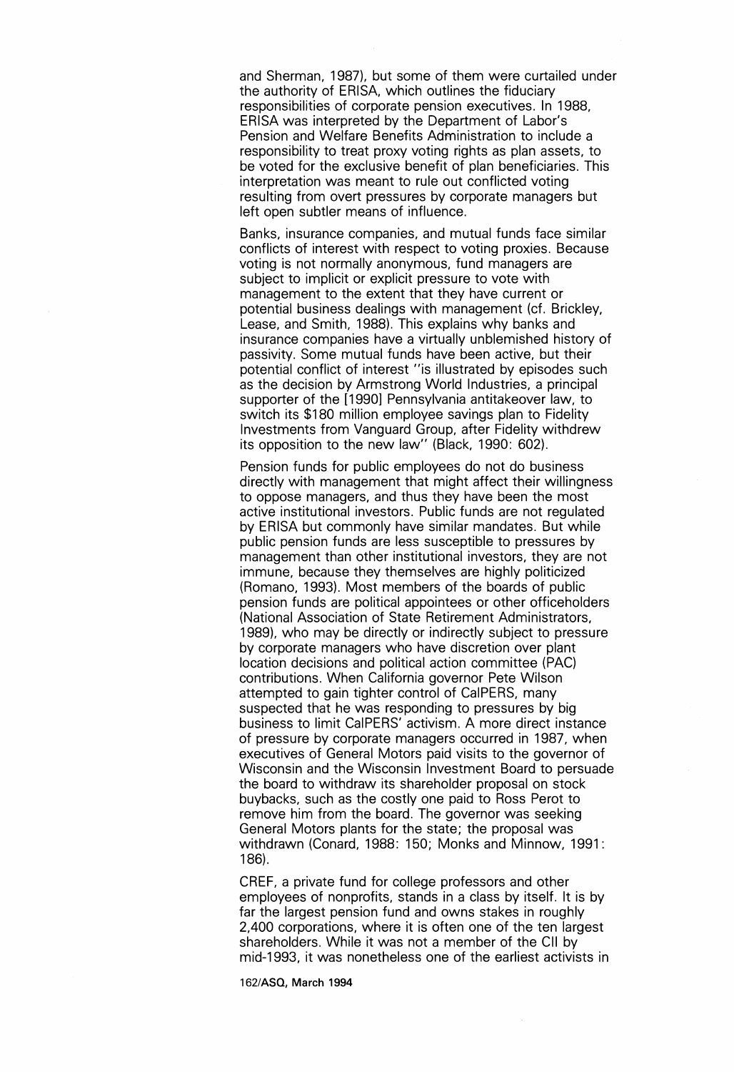and Sherman, 1987), but some of them were curtailed under the authority of ERISA, which outlines the fiduciary responsibilities of corporate pension executives. In 1988, ERISA was interpreted by the Department of Labor's Pension and Welfare Benefits Administration to include a responsibility to treat proxy voting rights as plan assets, to be voted for the exclusive benefit of plan beneficiaries. This interpretation was meant to rule out conflicted voting resulting from overt pressures by corporate managers but left open subtler means of influence.

Banks, insurance companies, and mutual funds face similar conflicts of interest with respect to voting proxies. Because voting is not normally anonymous, fund managers are subject to implicit or explicit pressure to vote with management to the extent that they have current or potential business dealings with management (cf. Brickley, Lease, and Smith, 1988). This explains why banks and insurance companies have a virtually unblemished history of passivity. Some mutual funds have been active, but their potential conflict of interest "is illustrated by episodes such as the decision by Armstrong World Industries, a principal supporter of the [1990] Pennsylvania antitakeover law, to switch its $180 million employee savings plan to Fidelity Investments from Vanguard Group, after Fidelity withdrew its opposition to the new law" (Black, 1990: 602).

Pension funds for public employees do not do business directly with management that might affect their willingness to oppose managers, and thus they have been the most active institutional investors. Public funds are not regulated by ERISA but commonly have similar mandates. But while public pension funds are less susceptible to pressures by management than other institutional investors, they are not immune, because they themselves are highly politicized (Romano, 1993). Most members of the boards of public pension funds are political appointees or other officeholders (National Association of State Retirement Administrators, 1989), who may be directly or indirectly subject to pressure by corporate managers who have discretion over plant location decisions and political action committee (PAC) contributions. When California governor Pete Wilson attempted to gain tighter control of CalPERS, many suspected that he was responding to pressures by big business to limit CalPERS' activism. A more direct instance of pressure by corporate managers occurred in 1987, when executives of General Motors paid visits to the governor of Wisconsin and the Wisconsin Investment Board to persuade the board to withdraw its shareholder proposal on stock buybacks, such as the costly one paid to Ross Perot to remove him from the board. The governor was seeking General Motors plants for the state; the proposal was withdrawn (Conard, 1988: 150; Monks and Minnow, 1991: 186).

CREF, a private fund for college professors and other employees of nonprofits, stands in a class by itself. It is by far the largest pension fund and owns stakes in roughly 2,400 corporations, where it is often one of the ten largest shareholders. While it was not a member of the CII by mid-1993, it was nonetheless one of the earliest activists in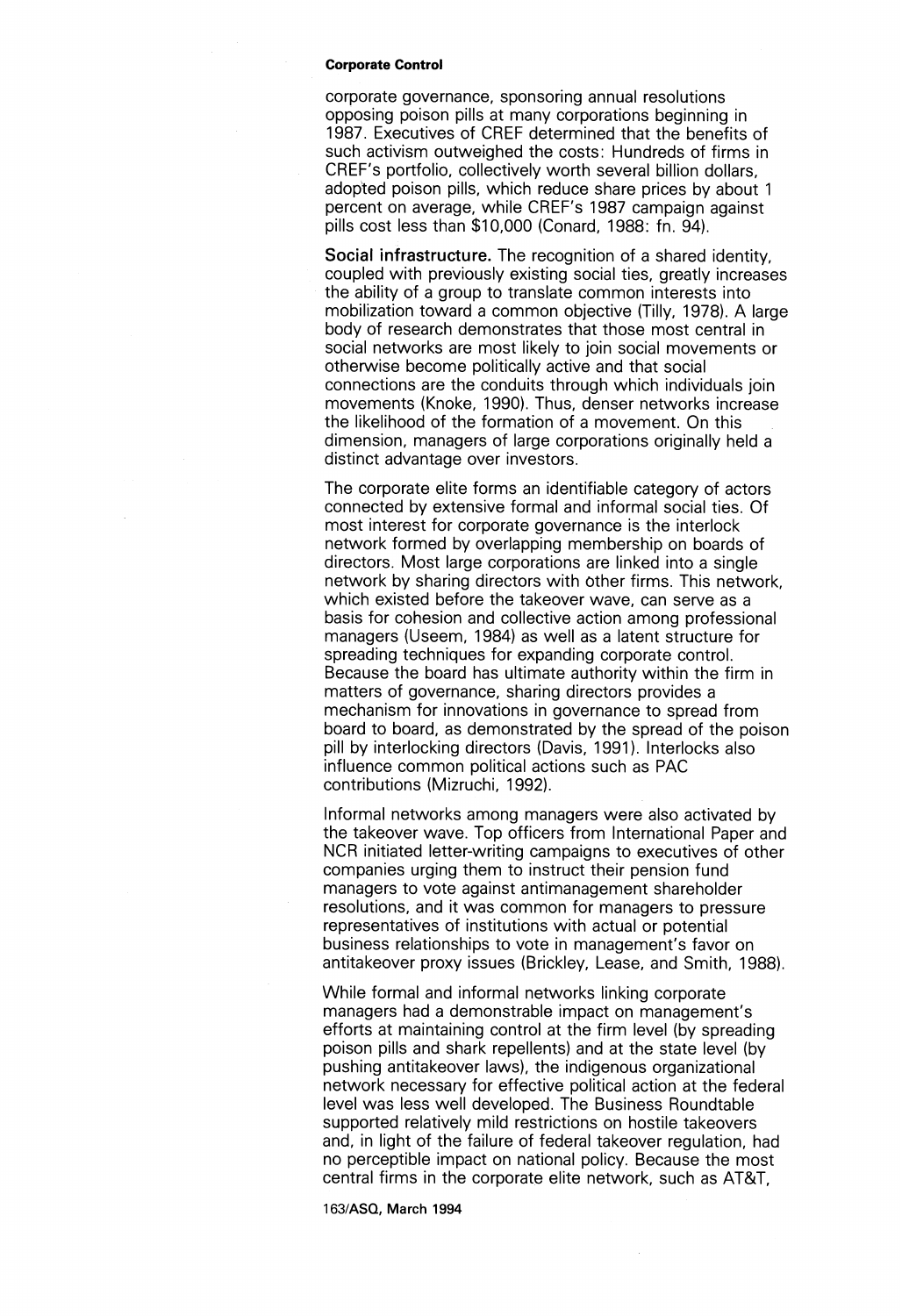corporate governance, sponsoring annual resolutions opposing poison pills at many corporations beginning in 1987. Executives of CREF determined that the benefits of such activism outweighed the costs: Hundreds of firms in CREF's portfolio, collectively worth several billion dollars, adopted poison pills, which reduce share prices by about 1 percent on average, while CREF's 1987 campaign against pills cost less than $10,000 (Conard, 1988: fn. 94).

**Social infrastructure.** The recognition of a shared identity, coupled with previously existing social ties, greatly increases the ability of a group to translate common interests into mobilization toward a common objective (Tilly, 1978). A large body of research demonstrates that those most central in social networks are most likely to join social movements or otherwise become politically active and that social connections are the conduits through which individuals join movements (Knoke, 1990). Thus, denser networks increase the likelihood of the formation of a movement. On this dimension, managers of large corporations originally held a distinct advantage over investors.

The corporate elite forms an identifiable category of actors connected by extensive formal and informal social ties. Of most interest for corporate governance is the interlock network formed by overlapping membership on boards of directors. Most large corporations are linked into a single network by sharing directors with other firms. This network, which existed before the takeover wave, can serve as a basis for cohesion and collective action among professional managers (Useem, 1984) as well as a latent structure for spreading techniques for expanding corporate control. Because the board has ultimate authority within the firm in matters of governance, sharing directors provides a mechanism for innovations in governance to spread from board to board, as demonstrated by the spread of the poison pill by interlocking directors (Davis, 1991). Interlocks also influence common political actions such as PAC contributions (Mizruchi, 1992).

Informal networks among managers were also activated by the takeover wave. Top officers from International Paper and NCR initiated letter-writing campaigns to executives of other companies urging them to instruct their pension fund managers to vote against antimanagement shareholder resolutions, and it was common for managers to pressure representatives of institutions with actual or potential business relationships to vote in management's favor on antitakeover proxy issues (Brickley, Lease, and Smith, 1988).

While formal and informal networks linking corporate managers had a demonstrable impact on management's efforts at maintaining control at the firm level (by spreading poison pills and shark repellents) and at the state level (by pushing antitakeover laws), the indigenous organizational network necessary for effective political action at the federal level was less well developed. The Business Roundtable supported relatively mild restrictions on hostile takeovers and, in light of the failure of federal takeover regulation, had no perceptible impact on national policy. Because the most central firms in the corporate elite network, such as AT&T,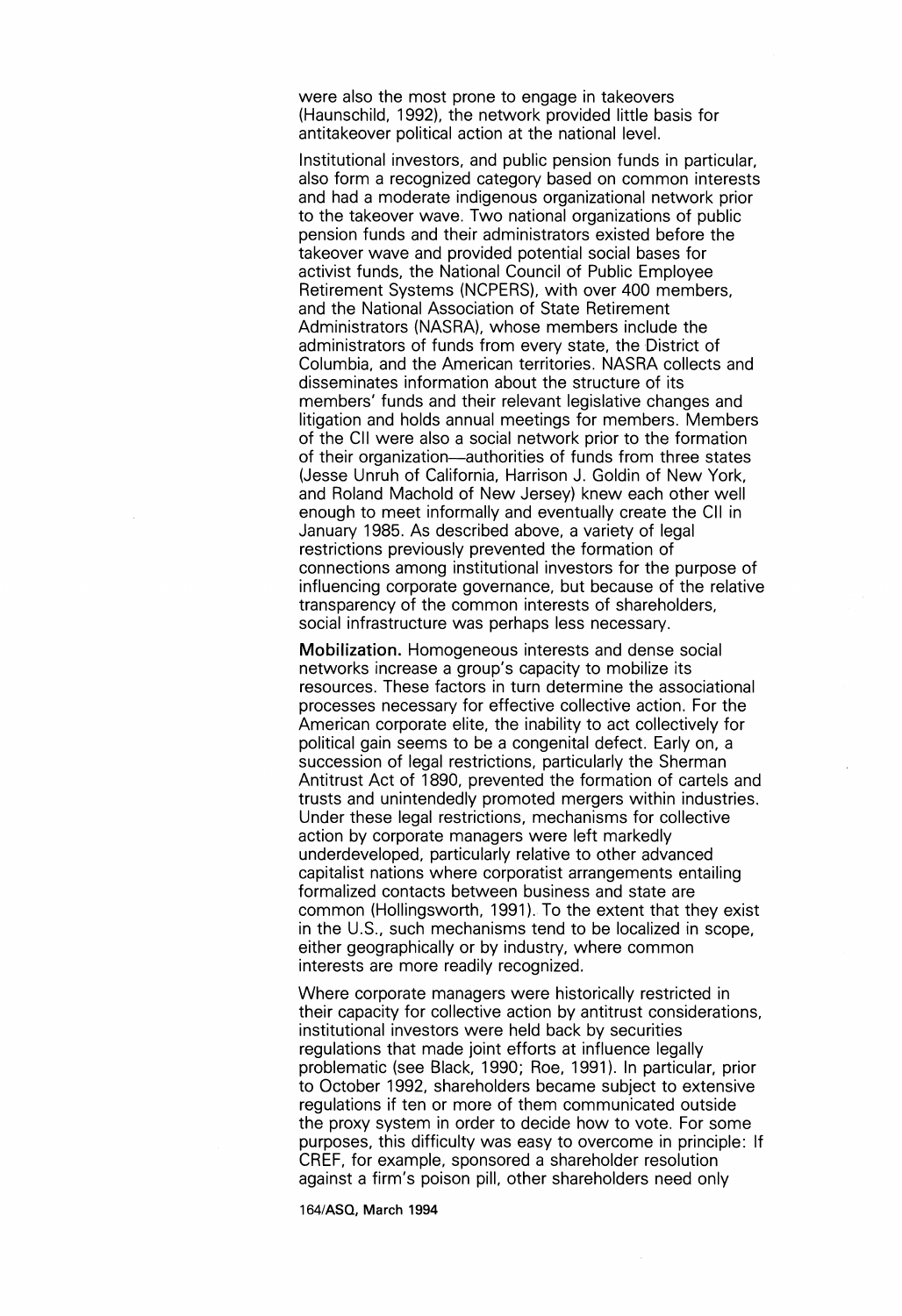were also the most prone to engage in takeovers (Haunschild, 1992), the network provided little basis for antitakeover political action at the national level.

Institutional investors, and public pension funds in particular, also form a recognized category based on common interests and had a moderate indigenous organizational network prior to the takeover wave. Two national organizations of public pension funds and their administrators existed before the takeover wave and provided potential social bases for activist funds, the National Council of Public Employee Retirement Systems (NCPERS), with over 400 members, and the National Association of State Retirement Administrators (NASRA), whose members include the administrators of funds from every state, the District of Columbia, and the American territories. NASRA collects and disseminates information about the structure of its members' funds and their relevant legislative changes and litigation and holds annual meetings for members. Members of the CII were also a social network prior to the formation of their organization—authorities of funds from three states (Jesse Unruh of California, Harrison J. Goldin of New York, and Roland Machold of New Jersey) knew each other well enough to meet informally and eventually create the CII in January 1985. As described above, a variety of legal restrictions previously prevented the formation of connections among institutional investors for the purpose of influencing corporate governance, but because of the relative transparency of the common interests of shareholders, social infrastructure was perhaps less necessary.

**Mobilization.** Homogeneous interests and dense social networks increase a group's capacity to mobilize its resources. These factors in turn determine the associational processes necessary for effective collective action. For the American corporate elite, the inability to act collectively for political gain seems to be a congenital defect. Early on, a succession of legal restrictions, particularly the Sherman Antitrust Act of 1890, prevented the formation of cartels and trusts and unintendedly promoted mergers within industries. Under these legal restrictions, mechanisms for collective action by corporate managers were left markedly underdeveloped, particularly relative to other advanced capitalist nations where corporatist arrangements entailing formalized contacts between business and state are common (Hollingsworth, 1991). To the extent that they exist in the U.S., such mechanisms tend to be localized in scope, either geographically or by industry, where common interests are more readily recognized.

Where corporate managers were historically restricted in their capacity for collective action by antitrust considerations, institutional investors were held back by securities regulations that made joint efforts at influence legally problematic (see Black, 1990; Roe, 1991). In particular, prior to October 1992, shareholders became subject to extensive regulations if ten or more of them communicated outside the proxy system in order to decide how to vote. For some purposes, this difficulty was easy to overcome in principle: If CREF, for example, sponsored a shareholder resolution against a firm's poison pill, other shareholders need only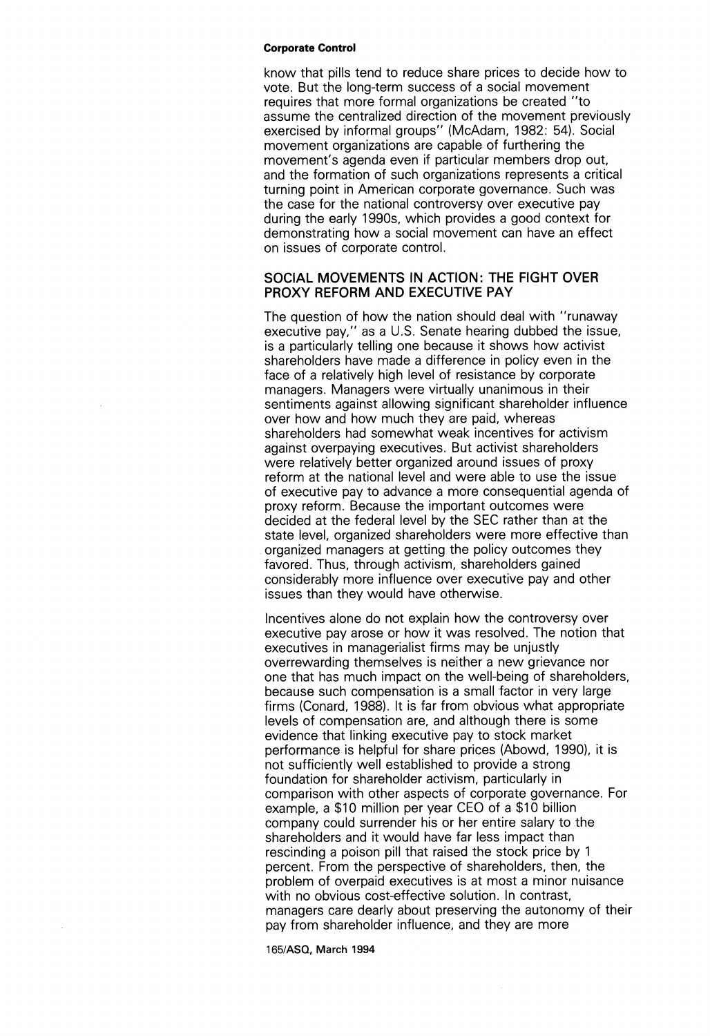know that pills tend to reduce share prices to decide how to vote. But the long-term success of a social movement requires that more formal organizations be created "to assume the centralized direction of the movement previously exercised by informal groups" (McAdam, 1982: 54). Social movement organizations are capable of furthering the movement's agenda even if particular members drop out, and the formation of such organizations represents a critical turning point in American corporate governance. Such was the case for the national controversy over executive pay during the early 1990s, which provides a good context for demonstrating how a social movement can have an effect on issues of corporate control.

## SOCIAL MOVEMENTS IN ACTION: THE FIGHT OVER PROXY REFORM AND EXECUTIVE PAY

The question of how the nation should deal with "runaway executive pay," as a U.S. Senate hearing dubbed the issue, is a particularly telling one because it shows how activist shareholders have made a difference in policy even in the face of a relatively high level of resistance by corporate managers. Managers were virtually unanimous in their sentiments against allowing significant shareholder influence over how and how much they are paid, whereas shareholders had somewhat weak incentives for activism against overpaying executives. But activist shareholders were relatively better organized around issues of proxy reform at the national level and were able to use the issue of executive pay to advance a more consequential agenda of proxy reform. Because the important outcomes were decided at the federal level by the SEC rather than at the state level, organized shareholders were more effective than organized managers at getting the policy outcomes they favored. Thus, through activism, shareholders gained considerably more influence over executive pay and other issues than they would have otherwise.

Incentives alone do not explain how the controversy over executive pay arose or how it was resolved. The notion that executives in managerialist firms may be unjustly overrewarding themselves is neither a new grievance nor one that has much impact on the well-being of shareholders, because such compensation is a small factor in very large firms (Conard, 1988). It is far from obvious what appropriate levels of compensation are, and although there is some evidence that linking executive pay to stock market performance is helpful for share prices (Abowd, 1990), it is not sufficiently well established to provide a strong foundation for shareholder activism, particularly in comparison with other aspects of corporate governance. For example, a $10 million per year CEO of a $10 billion company could surrender his or her entire salary to the shareholders and it would have far less impact than rescinding a poison pill that raised the stock price by 1 percent. From the perspective of shareholders, then, the problem of overpaid executives is at most a minor nuisance with no obvious cost-effective solution. In contrast, managers care dearly about preserving the autonomy of their pay from shareholder influence, and they are more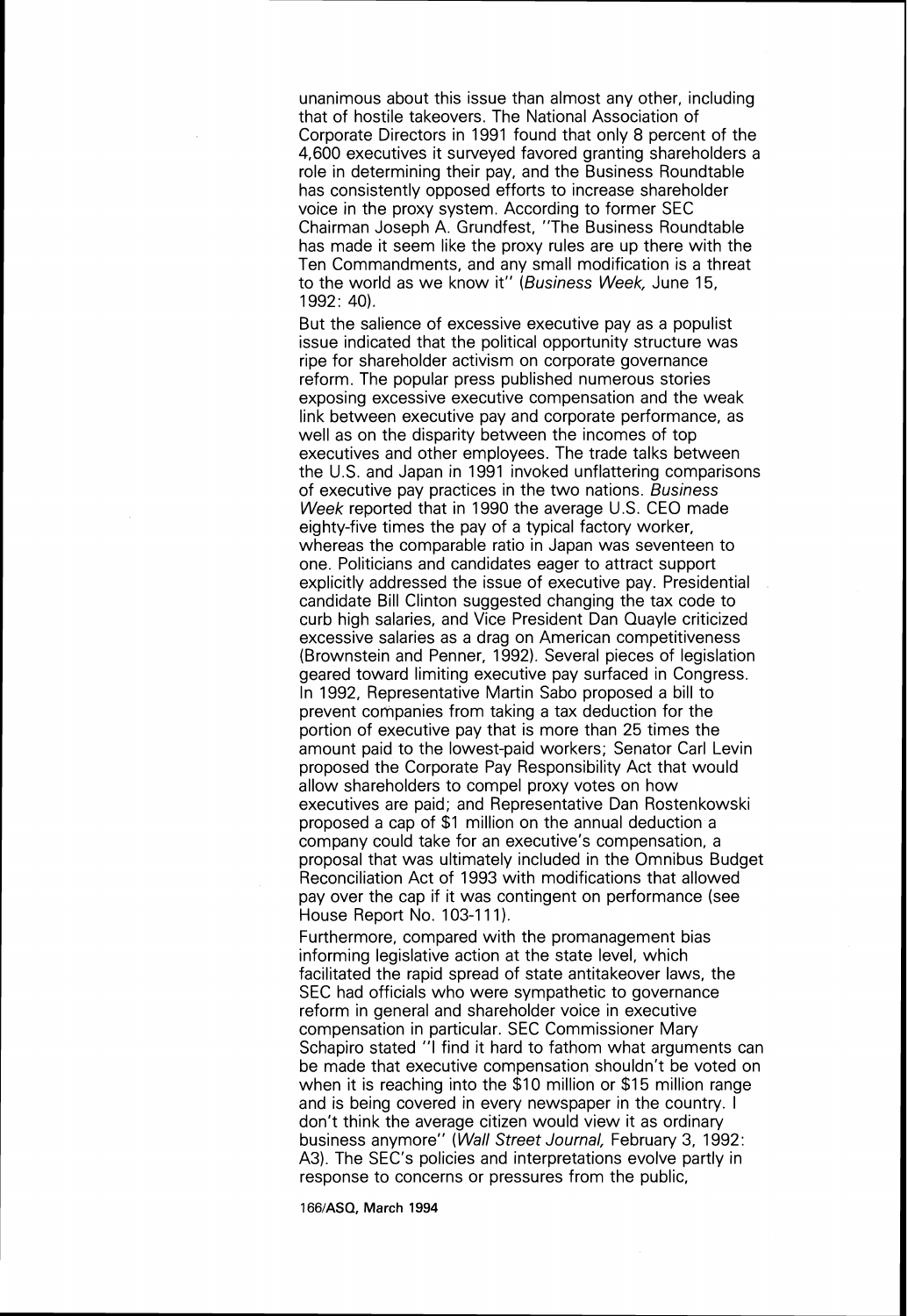unanimous about this issue than almost any other, including that of hostile takeovers. The National Association of Corporate Directors in 1991 found that only 8 percent of the 4,600 executives it surveyed favored granting shareholders a role in determining their pay, and the Business Roundtable has consistently opposed efforts to increase shareholder voice in the proxy system. According to former SEC Chairman Joseph A. Grundfest, "The Business Roundtable has made it seem like the proxy rules are up there with the Ten Commandments, and any small modification is a threat to the world as we know it" (*Business Week,* June 15, 1992: 40).

But the salience of excessive executive pay as a populist issue indicated that the political opportunity structure was ripe for shareholder activism on corporate governance reform. The popular press published numerous stories exposing excessive executive compensation and the weak link between executive pay and corporate performance, as well as on the disparity between the incomes of top executives and other employees. The trade talks between the U.S. and Japan in 1991 invoked unflattering comparisons of executive pay practices in the two nations. *Business Week* reported that in 1990 the average U.S. CEO made eighty-five times the pay of a typical factory worker, whereas the comparable ratio in Japan was seventeen to one. Politicians and candidates eager to attract support explicitly addressed the issue of executive pay. Presidential candidate Bill Clinton suggested changing the tax code to curb high salaries, and Vice President Dan Quayle criticized excessive salaries as a drag on American competitiveness (Brownstein and Penner, 1992). Several pieces of legislation geared toward limiting executive pay surfaced in Congress. In 1992, Representative Martin Sabo proposed a bill to prevent companies from taking a tax deduction for the portion of executive pay that is more than 25 times the amount paid to the lowest-paid workers; Senator Carl Levin proposed the Corporate Pay Responsibility Act that would allow shareholders to compel proxy votes on how executives are paid; and Representative Dan Rostenkowski proposed a cap of $1 million on the annual deduction a company could take for an executive's compensation, a proposal that was ultimately included in the Omnibus Budget Reconciliation Act of 1993 with modifications that allowed pay over the cap if it was contingent on performance (see House Report No. 103-111).

Furthermore, compared with the promanagement bias informing legislative action at the state level, which facilitated the rapid spread of state antitakeover laws, the SEC had officials who were sympathetic to governance reform in general and shareholder voice in executive compensation in particular. SEC Commissioner Mary Schapiro stated "I find it hard to fathom what arguments can be made that executive compensation shouldn't be voted on when it is reaching into the $10 million or $15 million range and is being covered in every newspaper in the country. I don't think the average citizen would view it as ordinary business anymore" (*Wall Street Journal,* February 3, 1992: A3). The SEC's policies and interpretations evolve partly in response to concerns or pressures from the public,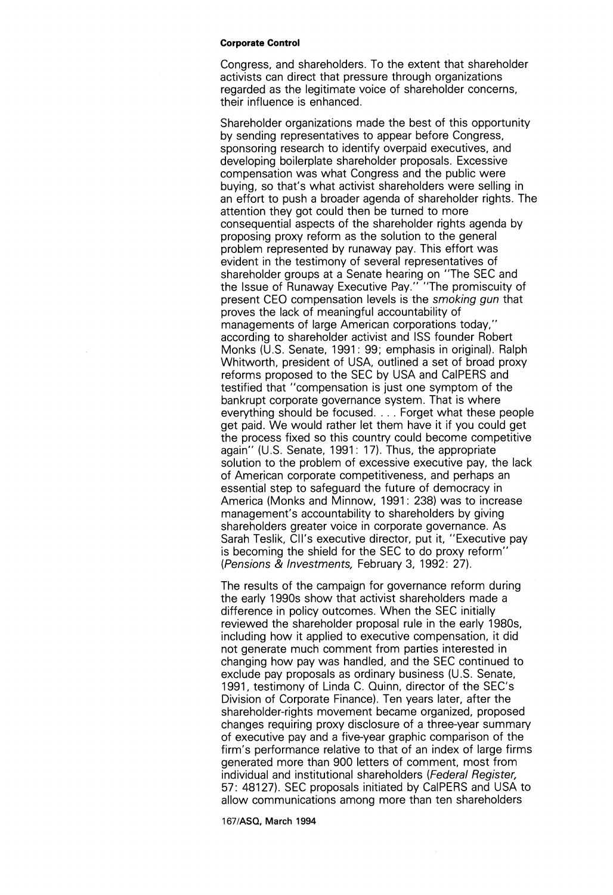Congress, and shareholders. To the extent that shareholder activists can direct that pressure through organizations regarded as the legitimate voice of shareholder concerns, their influence is enhanced.

Shareholder organizations made the best of this opportunity by sending representatives to appear before Congress, sponsoring research to identify overpaid executives, and developing boilerplate shareholder proposals. Excessive compensation was what Congress and the public were buying, so that's what activist shareholders were selling in an effort to push a broader agenda of shareholder rights. The attention they got could then be turned to more consequential aspects of the shareholder rights agenda by proposing proxy reform as the solution to the general problem represented by runaway pay. This effort was evident in the testimony of several representatives of shareholder groups at a Senate hearing on "The SEC and the Issue of Runaway Executive Pay." "The promiscuity of present CEO compensation levels is the *smoking gun* that proves the lack of meaningful accountability of managements of large American corporations today," according to shareholder activist and ISS founder Robert Monks (U.S. Senate, 1991: 99; emphasis in original). Ralph Whitworth, president of USA, outlined a set of broad proxy reforms proposed to the SEC by USA and CalPERS and testified that "compensation is just one symptom of the bankrupt corporate governance system. That is where everything should be focused. . . . Forget what these people get paid. We would rather let them have it if you could get the process fixed so this country could become competitive again" (U.S. Senate, 1991: 17). Thus, the appropriate solution to the problem of excessive executive pay, the lack of American corporate competitiveness, and perhaps an essential step to safeguard the future of democracy in America (Monks and Minnow, 1991: 238) was to increase management's accountability to shareholders by giving shareholders greater voice in corporate governance. As Sarah Teslik, CII's executive director, put it, "Executive pay is becoming the shield for the SEC to do proxy reform" (*Pensions & Investments,* February 3, 1992: 27).

The results of the campaign for governance reform during the early 1990s show that activist shareholders made a difference in policy outcomes. When the SEC initially reviewed the shareholder proposal rule in the early 1980s, including how it applied to executive compensation, it did not generate much comment from parties interested in changing how pay was handled, and the SEC continued to exclude pay proposals as ordinary business (U.S. Senate, 1991, testimony of Linda C. Quinn, director of the SEC's Division of Corporate Finance). Ten years later, after the shareholder-rights movement became organized, proposed changes requiring proxy disclosure of a three-year summary of executive pay and a five-year graphic comparison of the firm's performance relative to that of an index of large firms generated more than 900 letters of comment, most from individual and institutional shareholders (*Federal Register,* 57: 48127). SEC proposals initiated by CalPERS and USA to allow communications among more than ten shareholders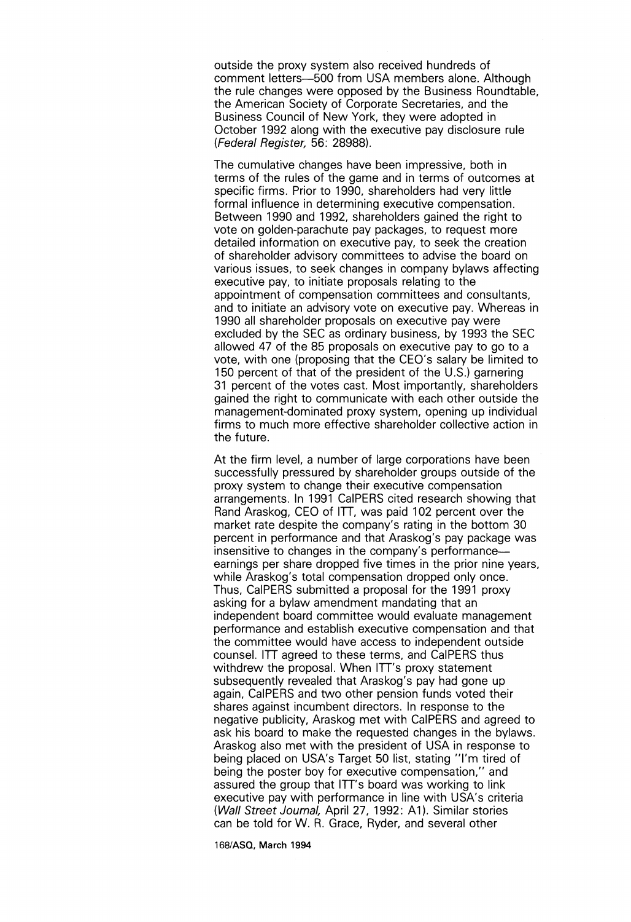outside the proxy system also received hundreds of comment letters—500 from USA members alone. Although the rule changes were opposed by the Business Roundtable, the American Society of Corporate Secretaries, and the Business Council of New York, they were adopted in October 1992 along with the executive pay disclosure rule (*Federal Register,* 56: 28988).

The cumulative changes have been impressive, both in terms of the rules of the game and in terms of outcomes at specific firms. Prior to 1990, shareholders had very little formal influence in determining executive compensation. Between 1990 and 1992, shareholders gained the right to vote on golden-parachute pay packages, to request more detailed information on executive pay, to seek the creation of shareholder advisory committees to advise the board on various issues, to seek changes in company bylaws affecting executive pay, to initiate proposals relating to the appointment of compensation committees and consultants, and to initiate an advisory vote on executive pay. Whereas in 1990 all shareholder proposals on executive pay were excluded by the SEC as ordinary business, by 1993 the SEC allowed 47 of the 85 proposals on executive pay to go to a vote, with one (proposing that the CEO's salary be limited to 150 percent of that of the president of the U.S.) garnering 31 percent of the votes cast. Most importantly, shareholders gained the right to communicate with each other outside the management-dominated proxy system, opening up individual firms to much more effective shareholder collective action in the future.

At the firm level, a number of large corporations have been successfully pressured by shareholder groups outside of the proxy system to change their executive compensation arrangements. In 1991 CalPERS cited research showing that Rand Araskog, CEO of ITT, was paid 102 percent over the market rate despite the company's rating in the bottom 30 percent in performance and that Araskog's pay package was insensitive to changes in the company's performance—earnings per share dropped five times in the prior nine years, while Araskog's total compensation dropped only once. Thus, CalPERS submitted a proposal for the 1991 proxy asking for a bylaw amendment mandating that an independent board committee would evaluate management performance and establish executive compensation and that the committee would have access to independent outside counsel. ITT agreed to these terms, and CalPERS thus withdrew the proposal. When ITT's proxy statement subsequently revealed that Araskog's pay had gone up again, CalPERS and two other pension funds voted their shares against incumbent directors. In response to the negative publicity, Araskog met with CalPERS and agreed to ask his board to make the requested changes in the bylaws. Araskog also met with the president of USA in response to being placed on USA's Target 50 list, stating "I'm tired of being the poster boy for executive compensation," and assured the group that ITT's board was working to link executive pay with performance in line with USA's criteria (*Wall Street Journal,* April 27, 1992: A1). Similar stories can be told for W. R. Grace, Ryder, and several other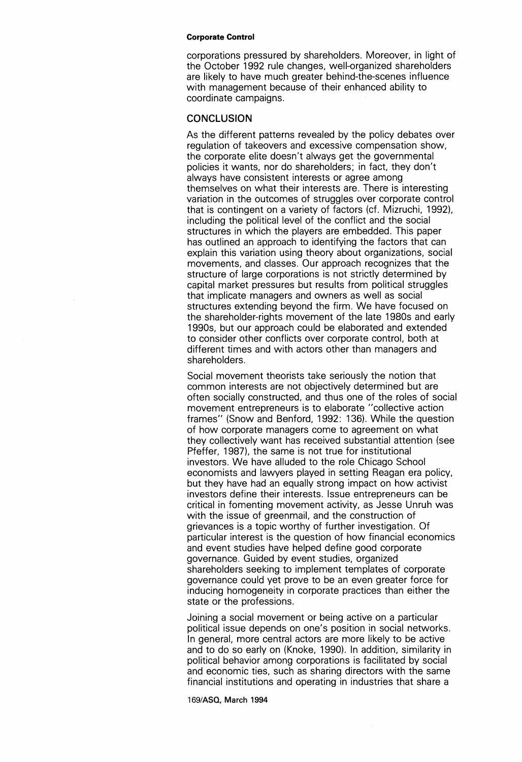corporations pressured by shareholders. Moreover, in light of the October 1992 rule changes, well-organized shareholders are likely to have much greater behind-the-scenes influence with management because of their enhanced ability to coordinate campaigns.

## CONCLUSION

As the different patterns revealed by the policy debates over regulation of takeovers and excessive compensation show, the corporate elite doesn't always get the governmental policies it wants, nor do shareholders; in fact, they don't always have consistent interests or agree among themselves on what their interests are. There is interesting variation in the outcomes of struggles over corporate control that is contingent on a variety of factors (cf. Mizruchi, 1992), including the political level of the conflict and the social structures in which the players are embedded. This paper has outlined an approach to identifying the factors that can explain this variation using theory about organizations, social movements, and classes. Our approach recognizes that the structure of large corporations is not strictly determined by capital market pressures but results from political struggles that implicate managers and owners as well as social structures extending beyond the firm. We have focused on the shareholder-rights movement of the late 1980s and early 1990s, but our approach could be elaborated and extended to consider other conflicts over corporate control, both at different times and with actors other than managers and shareholders.

Social movement theorists take seriously the notion that common interests are not objectively determined but are often socially constructed, and thus one of the roles of social movement entrepreneurs is to elaborate "collective action frames" (Snow and Benford, 1992: 136). While the question of how corporate managers come to agreement on what they collectively want has received substantial attention (see Pfeffer, 1987), the same is not true for institutional investors. We have alluded to the role Chicago School economists and lawyers played in setting Reagan era policy, but they have had an equally strong impact on how activist investors define their interests. Issue entrepreneurs can be critical in fomenting movement activity, as Jesse Unruh was with the issue of greenmail, and the construction of grievances is a topic worthy of further investigation. Of particular interest is the question of how financial economics and event studies have helped define good corporate governance. Guided by event studies, organized shareholders seeking to implement templates of corporate governance could yet prove to be an even greater force for inducing homogeneity in corporate practices than either the state or the professions.

Joining a social movement or being active on a particular political issue depends on one's position in social networks. In general, more central actors are more likely to be active and to do so early on (Knoke, 1990). In addition, similarity in political behavior among corporations is facilitated by social and economic ties, such as sharing directors with the same financial institutions and operating in industries that share a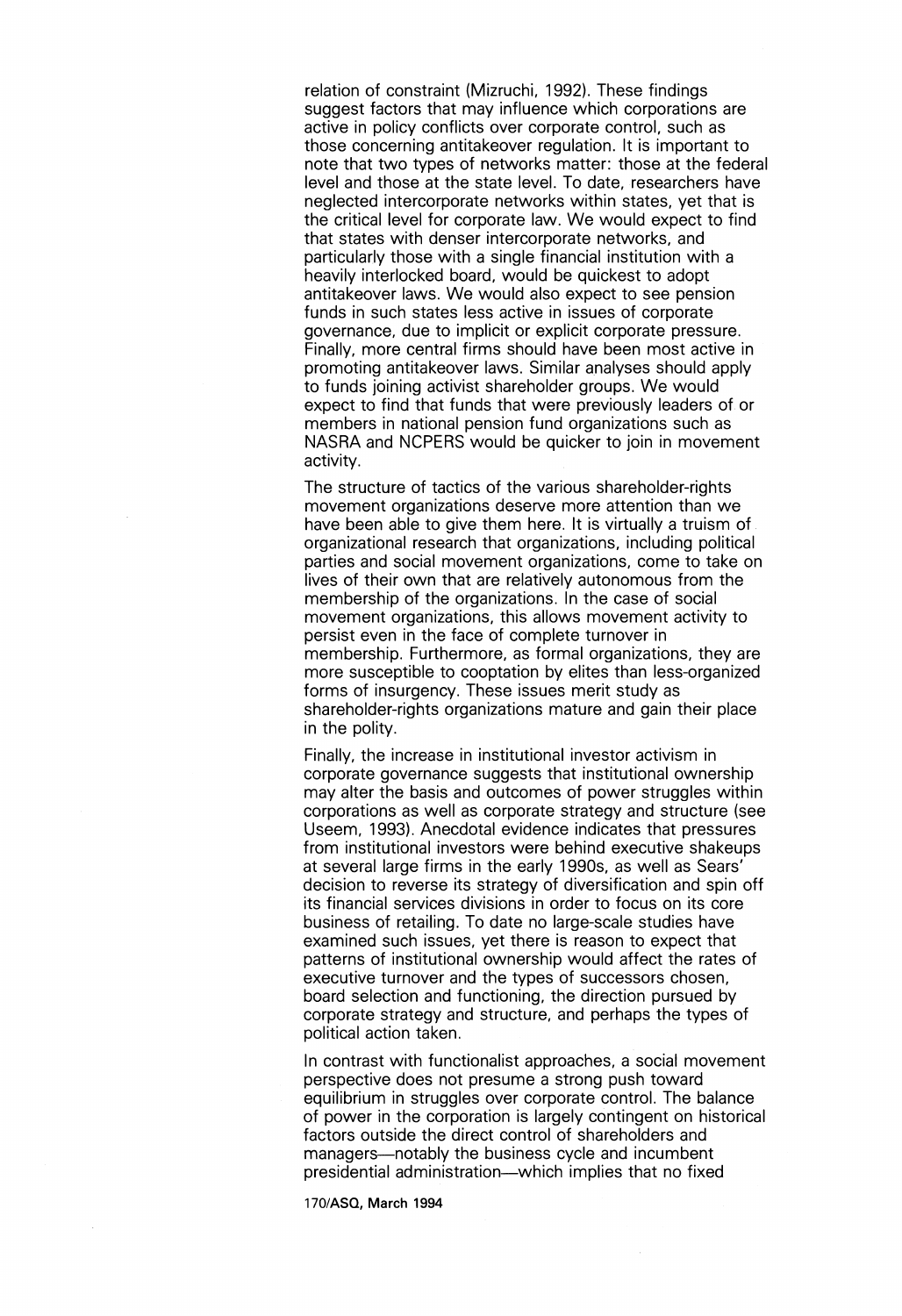relation of constraint (Mizruchi, 1992). These findings suggest factors that may influence which corporations are active in policy conflicts over corporate control, such as those concerning antitakeover regulation. It is important to note that two types of networks matter: those at the federal level and those at the state level. To date, researchers have neglected intercorporate networks within states, yet that is the critical level for corporate law. We would expect to find that states with denser intercorporate networks, and particularly those with a single financial institution with a heavily interlocked board, would be quickest to adopt antitakeover laws. We would also expect to see pension funds in such states less active in issues of corporate governance, due to implicit or explicit corporate pressure. Finally, more central firms should have been most active in promoting antitakeover laws. Similar analyses should apply to funds joining activist shareholder groups. We would expect to find that funds that were previously leaders of or members in national pension fund organizations such as NASRA and NCPERS would be quicker to join in movement activity.

The structure of tactics of the various shareholder-rights movement organizations deserve more attention than we have been able to give them here. It is virtually a truism of organizational research that organizations, including political parties and social movement organizations, come to take on lives of their own that are relatively autonomous from the membership of the organizations. In the case of social movement organizations, this allows movement activity to persist even in the face of complete turnover in membership. Furthermore, as formal organizations, they are more susceptible to cooptation by elites than less-organized forms of insurgency. These issues merit study as shareholder-rights organizations mature and gain their place in the polity.

Finally, the increase in institutional investor activism in corporate governance suggests that institutional ownership may alter the basis and outcomes of power struggles within corporations as well as corporate strategy and structure (see Useem, 1993). Anecdotal evidence indicates that pressures from institutional investors were behind executive shakeups at several large firms in the early 1990s, as well as Sears' decision to reverse its strategy of diversification and spin off its financial services divisions in order to focus on its core business of retailing. To date no large-scale studies have examined such issues, yet there is reason to expect that patterns of institutional ownership would affect the rates of executive turnover and the types of successors chosen, board selection and functioning, the direction pursued by corporate strategy and structure, and perhaps the types of political action taken.

In contrast with functionalist approaches, a social movement perspective does not presume a strong push toward equilibrium in struggles over corporate control. The balance of power in the corporation is largely contingent on historical factors outside the direct control of shareholders and managers—notably the business cycle and incumbent presidential administration—which implies that no fixed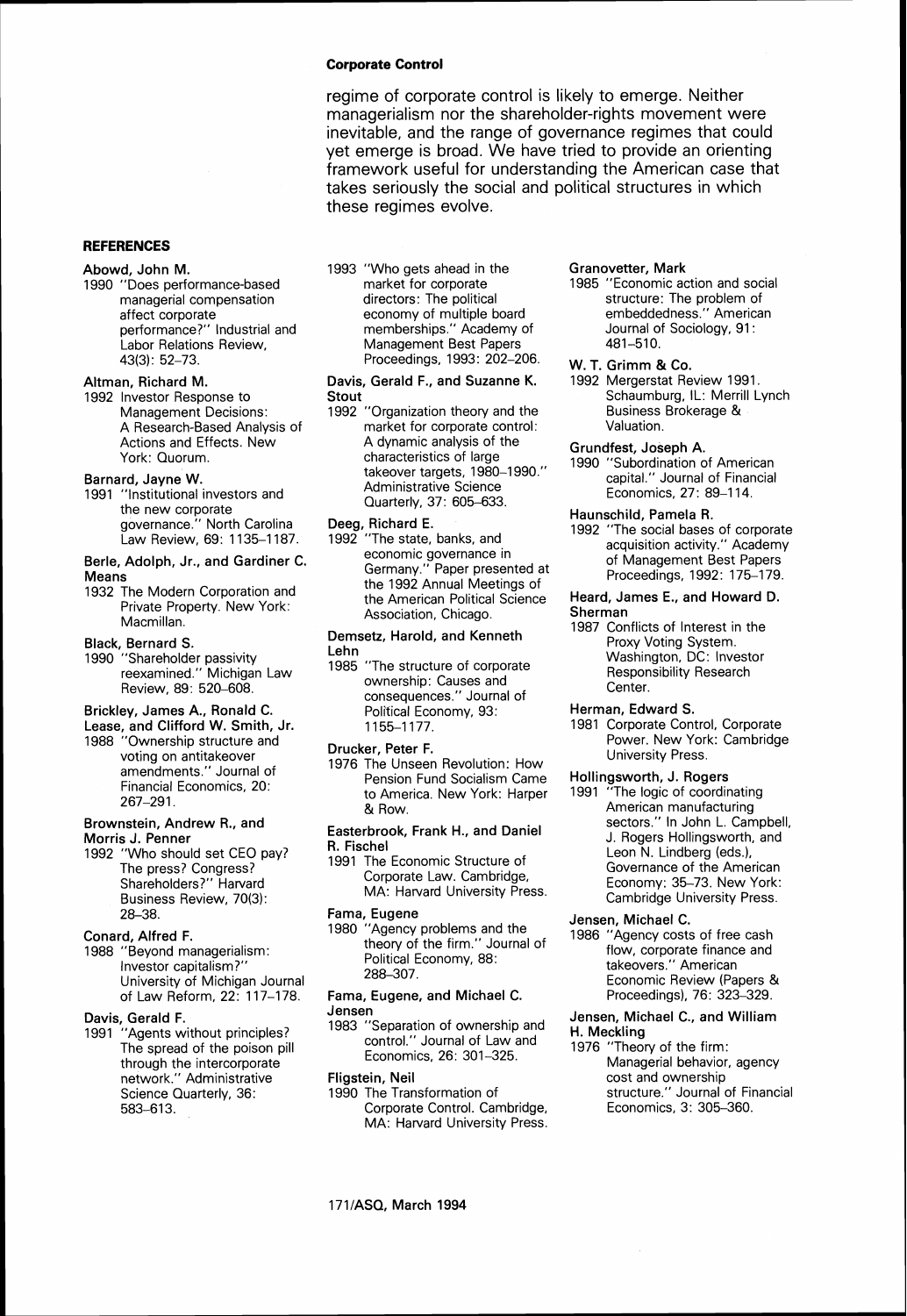regime of corporate control is likely to emerge. Neither managerialism nor the shareholder-rights movement were inevitable, and the range of governance regimes that could yet emerge is broad. We have tried to provide an orienting framework useful for understanding the American case that takes seriously the social and political structures in which these regimes evolve.

## REFERENCES

**Abowd, John M.**
1990 "Does performance-based managerial compensation affect corporate performance?" Industrial and Labor Relations Review, 43(3): 52–73.

**Altman, Richard M.**
1992 Investor Response to Management Decisions: A Research-Based Analysis of Actions and Effects. New York: Quorum.

**Barnard, Jayne W.**
1991 "Institutional investors and the new corporate governance." North Carolina Law Review, 69: 1135–1187.

**Berle, Adolph, Jr., and Gardiner C. Means**
1932 The Modern Corporation and Private Property. New York: Macmillan.

**Black, Bernard S.**
1990 "Shareholder passivity reexamined." Michigan Law Review, 89: 520–608.

**Brickley, James A., Ronald C. Lease, and Clifford W. Smith, Jr.**
1988 "Ownership structure and voting on antitakeover amendments." Journal of Financial Economics, 20: 267–291.

**Brownstein, Andrew R., and Morris J. Penner**
1992 "Who should set CEO pay? The press? Congress? Shareholders?" Harvard Business Review, 70(3): 28–38.

**Conard, Alfred F.**
1988 "Beyond managerialism: Investor capitalism?" University of Michigan Journal of Law Reform, 22: 117–178.

**Davis, Gerald F.**
1991 "Agents without principles? The spread of the poison pill through the intercorporate network." Administrative Science Quarterly, 36: 583–613.

1993 "Who gets ahead in the market for corporate directors: The political economy of multiple board memberships." Academy of Management Best Papers Proceedings, 1993: 202–206.

**Davis, Gerald F., and Suzanne K. Stout**
1992 "Organization theory and the market for corporate control: A dynamic analysis of the characteristics of large takeover targets, 1980–1990." Administrative Science Quarterly, 37: 605–633.

**Deeg, Richard E.**
1992 "The state, banks, and economic governance in Germany." Paper presented at the 1992 Annual Meetings of the American Political Science Association, Chicago.

**Demsetz, Harold, and Kenneth Lehn**
1985 "The structure of corporate ownership: Causes and consequences." Journal of Political Economy, 93: 1155–1177.

**Drucker, Peter F.**
1976 The Unseen Revolution: How Pension Fund Socialism Came to America. New York: Harper & Row.

**Easterbrook, Frank H., and Daniel R. Fischel**
1991 The Economic Structure of Corporate Law. Cambridge, MA: Harvard University Press.

**Fama, Eugene**
1980 "Agency problems and the theory of the firm." Journal of Political Economy, 88: 288–307.

**Fama, Eugene, and Michael C. Jensen**
1983 "Separation of ownership and control." Journal of Law and Economics, 26: 301–325.

**Fligstein, Neil**
1990 The Transformation of Corporate Control. Cambridge, MA: Harvard University Press.

**Granovetter, Mark**
1985 "Economic action and social structure: The problem of embeddedness." American Journal of Sociology, 91: 481–510.

**W. T. Grimm & Co.**
1992 Mergerstat Review 1991. Schaumburg, IL: Merrill Lynch Business Brokerage & Valuation.

**Grundfest, Joseph A.**
1990 "Subordination of American capital." Journal of Financial Economics, 27: 89–114.

**Haunschild, Pamela R.**
1992 "The social bases of corporate acquisition activity." Academy of Management Best Papers Proceedings, 1992: 175–179.

**Heard, James E., and Howard D. Sherman**
1987 Conflicts of Interest in the Proxy Voting System. Washington, DC: Investor Responsibility Research Center.

**Herman, Edward S.**
1981 Corporate Control, Corporate Power. New York: Cambridge University Press.

**Hollingsworth, J. Rogers**
1991 "The logic of coordinating American manufacturing sectors." In John L. Campbell, J. Rogers Hollingsworth, and Leon N. Lindberg (eds.), Governance of the American Economy: 35–73. New York: Cambridge University Press.

**Jensen, Michael C.**
1986 "Agency costs of free cash flow, corporate finance and takeovers." American Economic Review (Papers & Proceedings), 76: 323–329.

**Jensen, Michael C., and William H. Meckling**
1976 "Theory of the firm: Managerial behavior, agency cost and ownership structure." Journal of Financial Economics, 3: 305–360.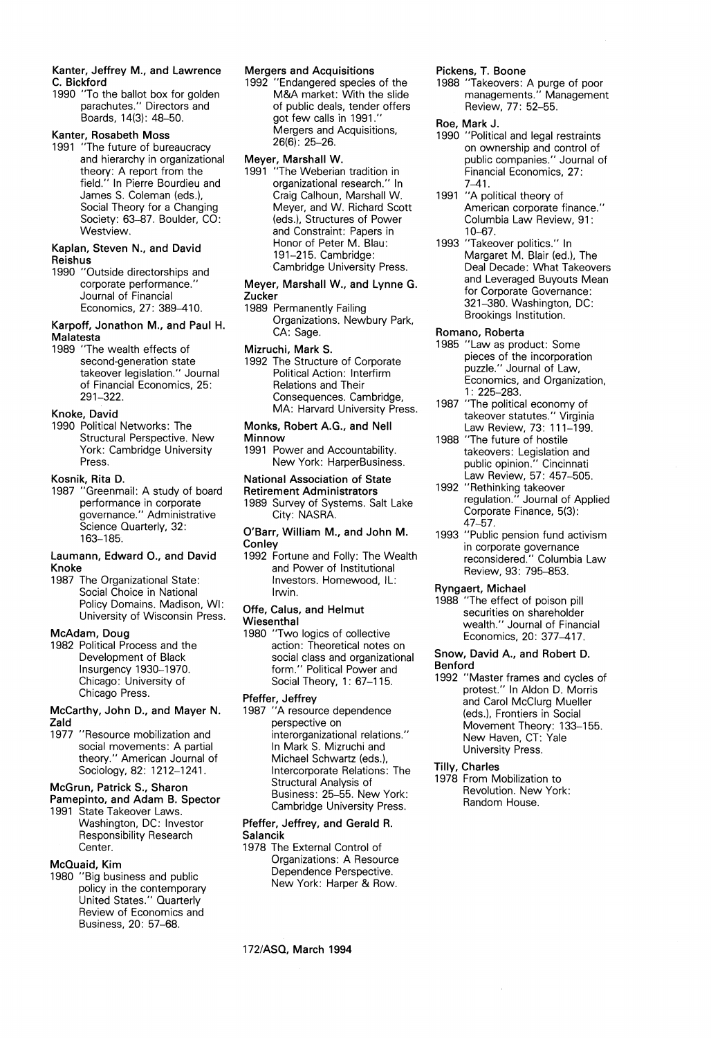**Kanter, Jeffrey M., and Lawrence C. Bickford**
1990 "To the ballot box for golden parachutes." Directors and Boards, 14(3): 48–50.

**Kanter, Rosabeth Moss**
1991 "The future of bureaucracy and hierarchy in organizational theory: A report from the field." In Pierre Bourdieu and James S. Coleman (eds.), Social Theory for a Changing Society: 63–87. Boulder, CO: Westview.

**Kaplan, Steven N., and David Reishus**
1990 "Outside directorships and corporate performance." Journal of Financial Economics, 27: 389–410.

**Karpoff, Jonathon M., and Paul H. Malatesta**
1989 "The wealth effects of second-generation state takeover legislation." Journal of Financial Economics, 25: 291–322.

**Knoke, David**
1990 Political Networks: The Structural Perspective. New York: Cambridge University Press.

**Kosnik, Rita D.**
1987 "Greenmail: A study of board performance in corporate governance." Administrative Science Quarterly, 32: 163–185.

**Laumann, Edward O., and David Knoke**
1987 The Organizational State: Social Choice in National Policy Domains. Madison, WI: University of Wisconsin Press.

**McAdam, Doug**
1982 Political Process and the Development of Black Insurgency 1930–1970. Chicago: University of Chicago Press.

**McCarthy, John D., and Mayer N. Zald**
1977 "Resource mobilization and social movements: A partial theory." American Journal of Sociology, 82: 1212–1241.

**McGrun, Patrick S., Sharon Pamepinto, and Adam B. Spector**
1991 State Takeover Laws. Washington, DC: Investor Responsibility Research Center.

**McQuaid, Kim**
1980 "Big business and public policy in the contemporary United States." Quarterly Review of Economics and Business, 20: 57–68.

**Mergers and Acquisitions**
1992 "Endangered species of the M&A market: With the slide of public deals, tender offers got few calls in 1991." Mergers and Acquisitions, 26(6): 25–26.

**Meyer, Marshall W.**
1991 "The Weberian tradition in organizational research." In Craig Calhoun, Marshall W. Meyer, and W. Richard Scott (eds.), Structures of Power and Constraint: Papers in Honor of Peter M. Blau: 191–215. Cambridge: Cambridge University Press.

**Meyer, Marshall W., and Lynne G. Zucker**
1989 Permanently Failing Organizations. Newbury Park, CA: Sage.

**Mizruchi, Mark S.**
1992 The Structure of Corporate Political Action: Interfirm Relations and Their Consequences. Cambridge, MA: Harvard University Press.

**Monks, Robert A.G., and Nell Minnow**
1991 Power and Accountability. New York: HarperBusiness.

**National Association of State Retirement Administrators**
1989 Survey of Systems. Salt Lake City: NASRA.

**O'Barr, William M., and John M. Conley**
1992 Fortune and Folly: The Wealth and Power of Institutional Investors. Homewood, IL: Irwin.

**Offe, Calus, and Helmut Wiesenthal**
1980 "Two logics of collective action: Theoretical notes on social class and organizational form." Political Power and Social Theory, 1: 67–115.

**Pfeffer, Jeffrey**
1987 "A resource dependence perspective on interorganizational relations." In Mark S. Mizruchi and Michael Schwartz (eds.), Intercorporate Relations: The Structural Analysis of Business: 25–55. New York: Cambridge University Press.

**Pfeffer, Jeffrey, and Gerald R. Salancik**
1978 The External Control of Organizations: A Resource Dependence Perspective. New York: Harper & Row.

**Pickens, T. Boone**
1988 "Takeovers: A purge of poor managements." Management Review, 77: 52–55.

**Roe, Mark J.**
1990 "Political and legal restraints on ownership and control of public companies." Journal of Financial Economics, 27: 7–41.
1991 "A political theory of American corporate finance." Columbia Law Review, 91: 10–67.
1993 "Takeover politics." In Margaret M. Blair (ed.), The Deal Decade: What Takeovers and Leveraged Buyouts Mean for Corporate Governance: 321–380. Washington, DC: Brookings Institution.

**Romano, Roberta**
1985 "Law as product: Some pieces of the incorporation puzzle." Journal of Law, Economics, and Organization, 1: 225–283.
1987 "The political economy of takeover statutes." Virginia Law Review, 73: 111–199.
1988 "The future of hostile takeovers: Legislation and public opinion." Cincinnati Law Review, 57: 457–505.
1992 "Rethinking takeover regulation." Journal of Applied Corporate Finance, 5(3): 47–57.
1993 "Public pension fund activism in corporate governance reconsidered." Columbia Law Review, 93: 795–853.

**Ryngaert, Michael**
1988 "The effect of poison pill securities on shareholder wealth." Journal of Financial Economics, 20: 377–417.

**Snow, David A., and Robert D. Benford**
1992 "Master frames and cycles of protest." In Aldon D. Morris and Carol McClurg Mueller (eds.), Frontiers in Social Movement Theory: 133–155. New Haven, CT: Yale University Press.

**Tilly, Charles**
1978 From Mobilization to Revolution. New York: Random House.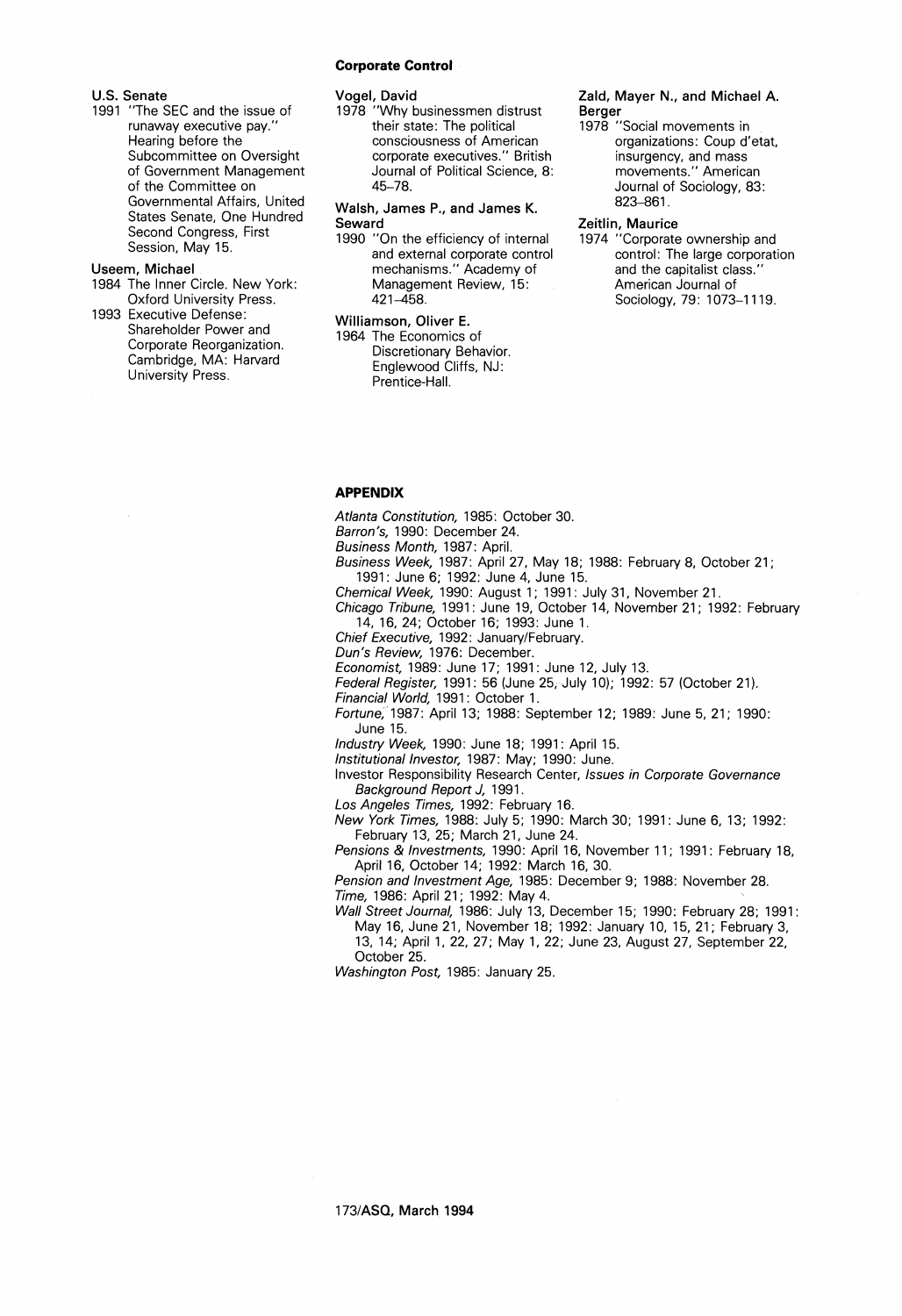U.S. Senate

1991 "The SEC and the issue of runaway executive pay." Hearing before the Subcommittee on Oversight of Government Management of the Committee on Governmental Affairs, United States Senate, One Hundred Second Congress, First Session, May 15.

Useem, Michael

1984 The Inner Circle. New York: Oxford University Press.

1993 Executive Defense: Shareholder Power and Corporate Reorganization. Cambridge, MA: Harvard University Press.

Vogel, David

1978 "Why businessmen distrust their state: The political consciousness of American corporate executives." British Journal of Political Science, 8: 45–78.

Walsh, James P., and James K. Seward

1990 "On the efficiency of internal and external corporate control mechanisms." Academy of Management Review, 15: 421–458.

Williamson, Oliver E.

1964 The Economics of Discretionary Behavior. Englewood Cliffs, NJ: Prentice-Hall.

Zald, Mayer N., and Michael A. Berger

1978 "Social movements in organizations: Coup d'etat, insurgency, and mass movements." American Journal of Sociology, 83: 823–861.

Zeitlin, Maurice

1974 "Corporate ownership and control: The large corporation and the capitalist class." American Journal of Sociology, 79: 1073–1119.

## APPENDIX

*Atlanta Constitution,* 1985: October 30.
*Barron's,* 1990: December 24.
*Business Month,* 1987: April.
*Business Week,* 1987: April 27, May 18; 1988: February 8, October 21; 1991: June 6; 1992: June 4, June 15.
*Chemical Week,* 1990: August 1; 1991: July 31, November 21.
*Chicago Tribune,* 1991: June 19, October 14, November 21; 1992: February 14, 16, 24; October 16; 1993: June 1.
*Chief Executive,* 1992: January/February.
*Dun's Review,* 1976: December.
*Economist,* 1989: June 17; 1991: June 12, July 13.
*Federal Register,* 1991: 56 (June 25, July 10); 1992: 57 (October 21).
*Financial World,* 1991: October 1.
*Fortune,* 1987: April 13; 1988: September 12; 1989: June 5, 21; 1990: June 15.
*Industry Week,* 1990: June 18; 1991: April 15.
*Institutional Investor,* 1987: May; 1990: June.
Investor Responsibility Research Center, *Issues in Corporate Governance Background Report J,* 1991.
*Los Angeles Times,* 1992: February 16.
*New York Times,* 1988: July 5; 1990: March 30; 1991: June 6, 13; 1992: February 13, 25; March 21, June 24.
*Pensions & Investments,* 1990: April 16, November 11; 1991: February 18, April 16, October 14; 1992: March 16, 30.
*Pension and Investment Age,* 1985: December 9; 1988: November 28.
*Time,* 1986: April 21; 1992: May 4.
*Wall Street Journal,* 1986: July 13, December 15; 1990: February 28; 1991: May 16, June 21, November 18; 1992: January 10, 15, 21; February 3, 13, 14; April 1, 22, 27; May 1, 22; June 23, August 27, September 22, October 25.
*Washington Post,* 1985: January 25.